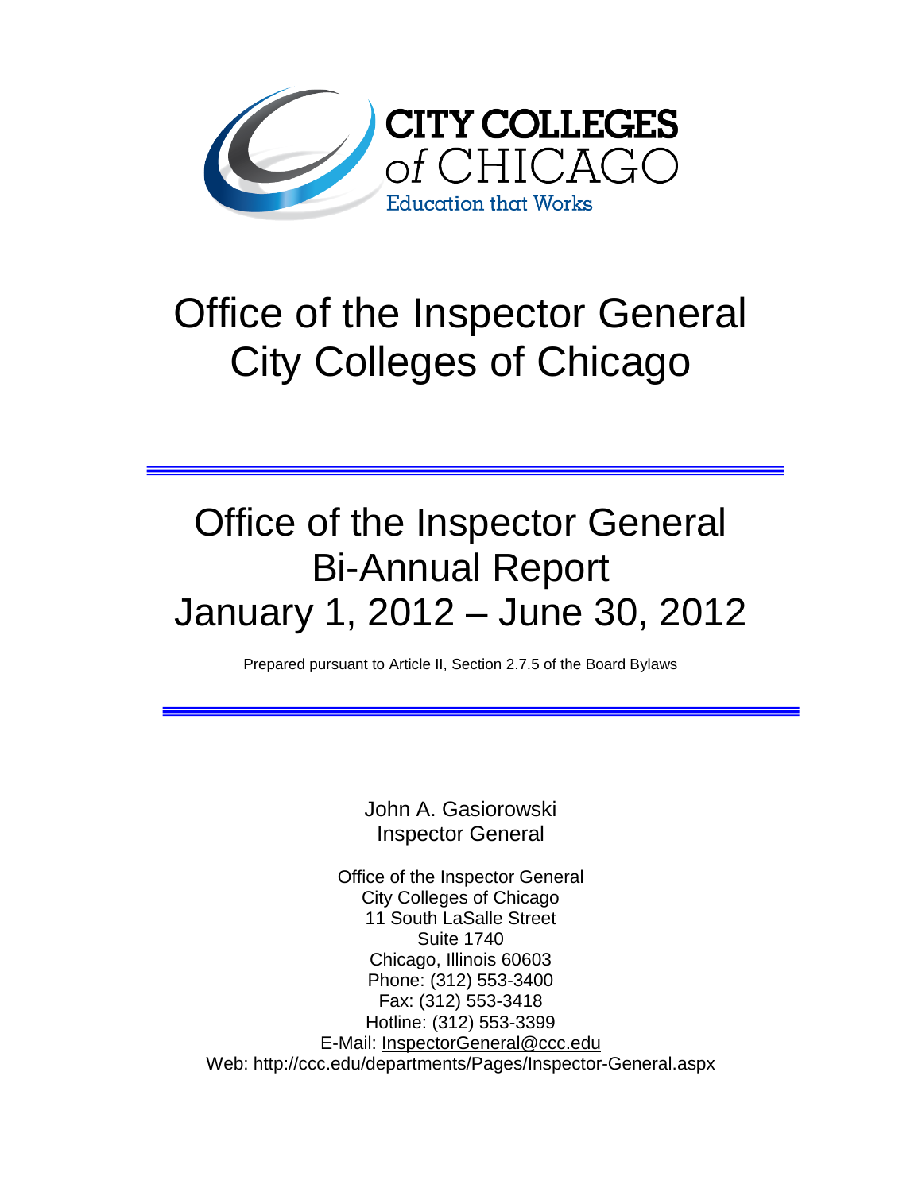CITY COLLEGES of CHICAGO
Education that Works

# Office of the Inspector General
# City Colleges of Chicago

---

# Office of the Inspector General
# Bi-Annual Report
# January 1, 2012 – June 30, 2012

Prepared pursuant to Article II, Section 2.7.5 of the Board Bylaws

---

John A. Gasiorowski
Inspector General

Office of the Inspector General
City Colleges of Chicago
11 South LaSalle Street
Suite 1740
Chicago, Illinois 60603
Phone: (312) 553-3400
Fax: (312) 553-3418
Hotline: (312) 553-3399
E-Mail: InspectorGeneral@ccc.edu
Web: http://ccc.edu/departments/Pages/Inspector-General.aspx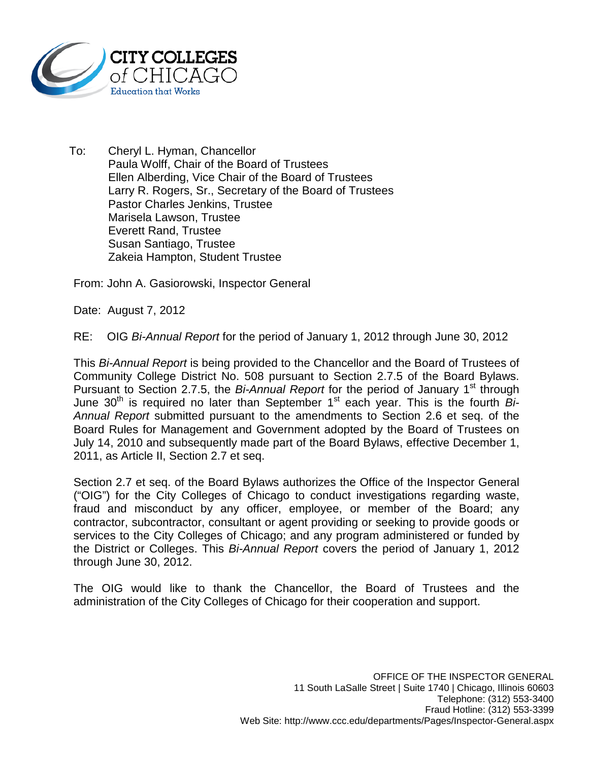CITY COLLEGES of CHICAGO
Education that Works

To: Cheryl L. Hyman, Chancellor
Paula Wolff, Chair of the Board of Trustees
Ellen Alberding, Vice Chair of the Board of Trustees
Larry R. Rogers, Sr., Secretary of the Board of Trustees
Pastor Charles Jenkins, Trustee
Marisela Lawson, Trustee
Everett Rand, Trustee
Susan Santiago, Trustee
Zakeia Hampton, Student Trustee

From: John A. Gasiorowski, Inspector General

Date: August 7, 2012

RE: OIG *Bi-Annual Report* for the period of January 1, 2012 through June 30, 2012

This *Bi-Annual Report* is being provided to the Chancellor and the Board of Trustees of Community College District No. 508 pursuant to Section 2.7.5 of the Board Bylaws. Pursuant to Section 2.7.5, the *Bi-Annual Report* for the period of January 1st through June 30th is required no later than September 1st each year. This is the fourth *Bi-Annual Report* submitted pursuant to the amendments to Section 2.6 et seq. of the Board Rules for Management and Government adopted by the Board of Trustees on July 14, 2010 and subsequently made part of the Board Bylaws, effective December 1, 2011, as Article II, Section 2.7 et seq.

Section 2.7 et seq. of the Board Bylaws authorizes the Office of the Inspector General ("OIG") for the City Colleges of Chicago to conduct investigations regarding waste, fraud and misconduct by any officer, employee, or member of the Board; any contractor, subcontractor, consultant or agent providing or seeking to provide goods or services to the City Colleges of Chicago; and any program administered or funded by the District or Colleges. This *Bi-Annual Report* covers the period of January 1, 2012 through June 30, 2012.

The OIG would like to thank the Chancellor, the Board of Trustees and the administration of the City Colleges of Chicago for their cooperation and support.

OFFICE OF THE INSPECTOR GENERAL
11 South LaSalle Street | Suite 1740 | Chicago, Illinois 60603
Telephone: (312) 553-3400
Fraud Hotline: (312) 553-3399
Web Site: http://www.ccc.edu/departments/Pages/Inspector-General.aspx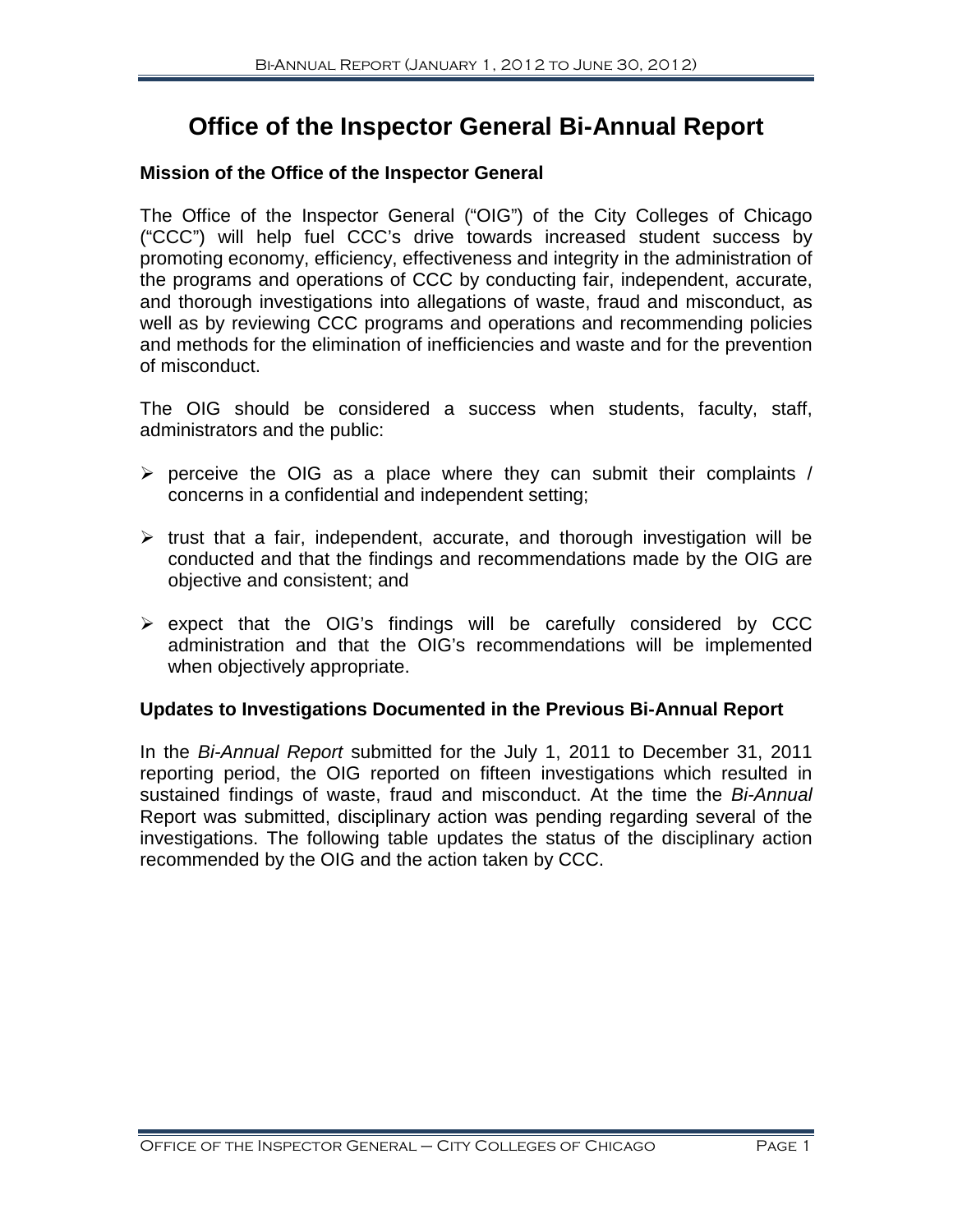# Office of the Inspector General Bi-Annual Report

### Mission of the Office of the Inspector General

The Office of the Inspector General ("OIG") of the City Colleges of Chicago ("CCC") will help fuel CCC's drive towards increased student success by promoting economy, efficiency, effectiveness and integrity in the administration of the programs and operations of CCC by conducting fair, independent, accurate, and thorough investigations into allegations of waste, fraud and misconduct, as well as by reviewing CCC programs and operations and recommending policies and methods for the elimination of inefficiencies and waste and for the prevention of misconduct.

The OIG should be considered a success when students, faculty, staff, administrators and the public:

- perceive the OIG as a place where they can submit their complaints / concerns in a confidential and independent setting;
- trust that a fair, independent, accurate, and thorough investigation will be conducted and that the findings and recommendations made by the OIG are objective and consistent; and
- expect that the OIG's findings will be carefully considered by CCC administration and that the OIG's recommendations will be implemented when objectively appropriate.

### Updates to Investigations Documented in the Previous Bi-Annual Report

In the *Bi-Annual Report* submitted for the July 1, 2011 to December 31, 2011 reporting period, the OIG reported on fifteen investigations which resulted in sustained findings of waste, fraud and misconduct. At the time the *Bi-Annual* Report was submitted, disciplinary action was pending regarding several of the investigations. The following table updates the status of the disciplinary action recommended by the OIG and the action taken by CCC.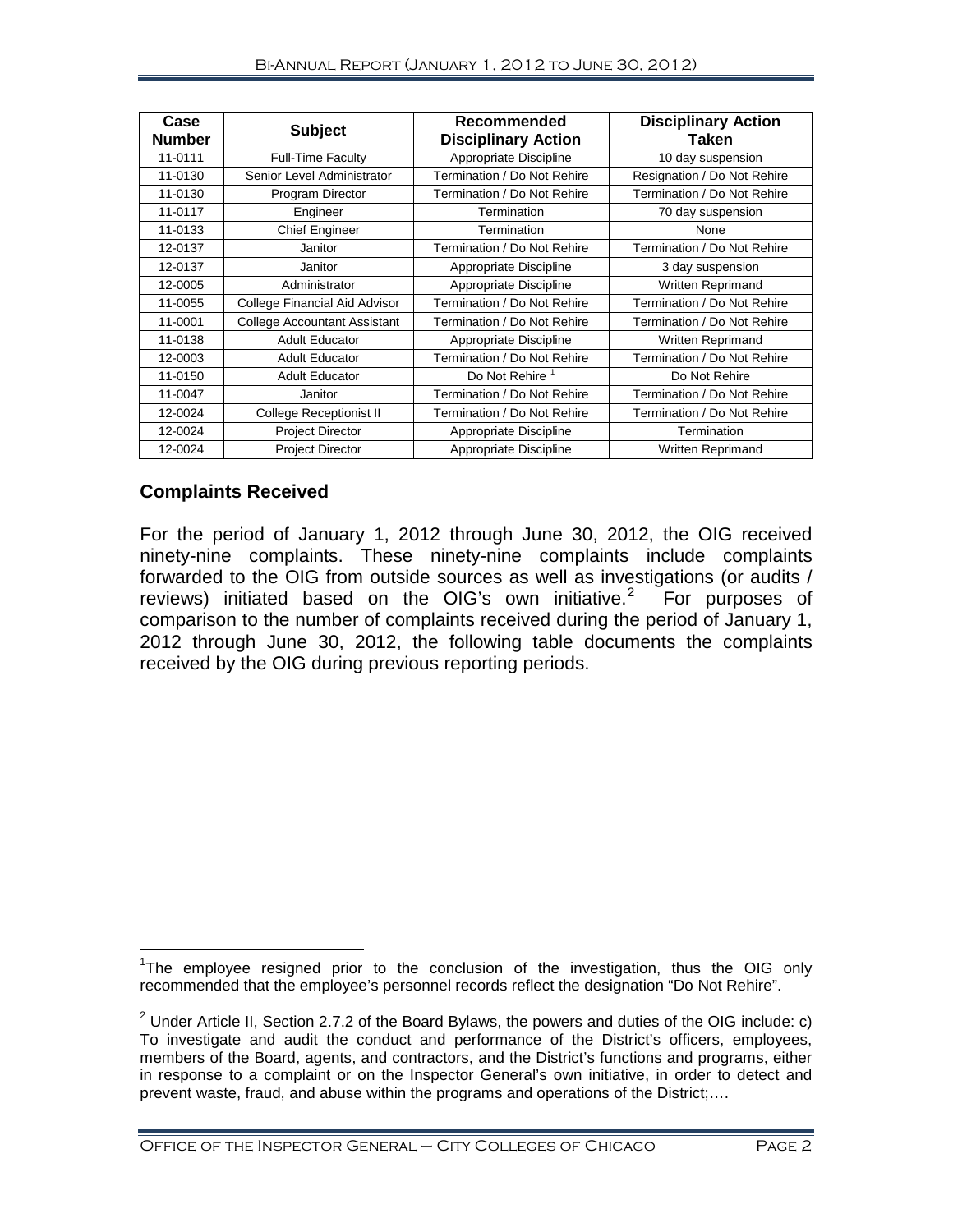| Case Number | Subject | Recommended Disciplinary Action | Disciplinary Action Taken |
|---|---|---|---|
| 11-0111 | Full-Time Faculty | Appropriate Discipline | 10 day suspension |
| 11-0130 | Senior Level Administrator | Termination / Do Not Rehire | Resignation / Do Not Rehire |
| 11-0130 | Program Director | Termination / Do Not Rehire | Termination / Do Not Rehire |
| 11-0117 | Engineer | Termination | 70 day suspension |
| 11-0133 | Chief Engineer | Termination | None |
| 12-0137 | Janitor | Termination / Do Not Rehire | Termination / Do Not Rehire |
| 12-0137 | Janitor | Appropriate Discipline | 3 day suspension |
| 12-0005 | Administrator | Appropriate Discipline | Written Reprimand |
| 11-0055 | College Financial Aid Advisor | Termination / Do Not Rehire | Termination / Do Not Rehire |
| 11-0001 | College Accountant Assistant | Termination / Do Not Rehire | Termination / Do Not Rehire |
| 11-0138 | Adult Educator | Appropriate Discipline | Written Reprimand |
| 12-0003 | Adult Educator | Termination / Do Not Rehire | Termination / Do Not Rehire |
| 11-0150 | Adult Educator | Do Not Rehire [1] | Do Not Rehire |
| 11-0047 | Janitor | Termination / Do Not Rehire | Termination / Do Not Rehire |
| 12-0024 | College Receptionist II | Termination / Do Not Rehire | Termination / Do Not Rehire |
| 12-0024 | Project Director | Appropriate Discipline | Termination |
| 12-0024 | Project Director | Appropriate Discipline | Written Reprimand |

## Complaints Received

For the period of January 1, 2012 through June 30, 2012, the OIG received ninety-nine complaints. These ninety-nine complaints include complaints forwarded to the OIG from outside sources as well as investigations (or audits / reviews) initiated based on the OIG's own initiative.[2] For purposes of comparison to the number of complaints received during the period of January 1, 2012 through June 30, 2012, the following table documents the complaints received by the OIG during previous reporting periods.

[1] The employee resigned prior to the conclusion of the investigation, thus the OIG only recommended that the employee's personnel records reflect the designation "Do Not Rehire".

[2] Under Article II, Section 2.7.2 of the Board Bylaws, the powers and duties of the OIG include: c) To investigate and audit the conduct and performance of the District's officers, employees, members of the Board, agents, and contractors, and the District's functions and programs, either in response to a complaint or on the Inspector General's own initiative, in order to detect and prevent waste, fraud, and abuse within the programs and operations of the District;….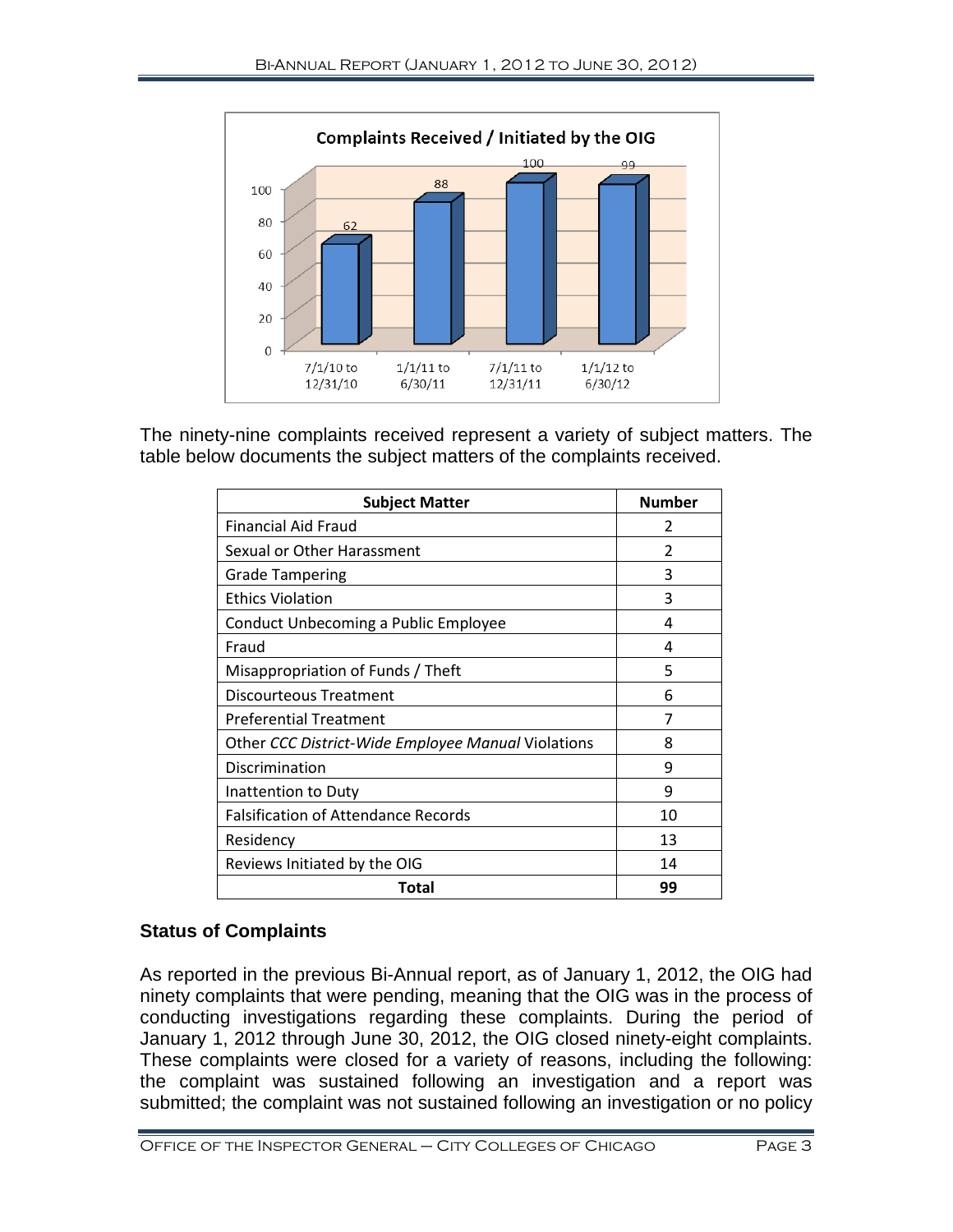**Complaints Received / Initiated by the OIG**

| Period | Complaints |
| --- | --- |
| 7/1/10 to 12/31/10 | 62 |
| 1/1/11 to 6/30/11 | 88 |
| 7/1/11 to 12/31/11 | 100 |
| 1/1/12 to 6/30/12 | 99 |

The ninety-nine complaints received represent a variety of subject matters. The table below documents the subject matters of the complaints received.

| Subject Matter | Number |
| --- | --- |
| Financial Aid Fraud | 2 |
| Sexual or Other Harassment | 2 |
| Grade Tampering | 3 |
| Ethics Violation | 3 |
| Conduct Unbecoming a Public Employee | 4 |
| Fraud | 4 |
| Misappropriation of Funds / Theft | 5 |
| Discourteous Treatment | 6 |
| Preferential Treatment | 7 |
| Other *CCC District-Wide Employee Manual* Violations | 8 |
| Discrimination | 9 |
| Inattention to Duty | 9 |
| Falsification of Attendance Records | 10 |
| Residency | 13 |
| Reviews Initiated by the OIG | 14 |
| **Total** | **99** |

## Status of Complaints

As reported in the previous Bi-Annual report, as of January 1, 2012, the OIG had ninety complaints that were pending, meaning that the OIG was in the process of conducting investigations regarding these complaints. During the period of January 1, 2012 through June 30, 2012, the OIG closed ninety-eight complaints. These complaints were closed for a variety of reasons, including the following: the complaint was sustained following an investigation and a report was submitted; the complaint was not sustained following an investigation or no policy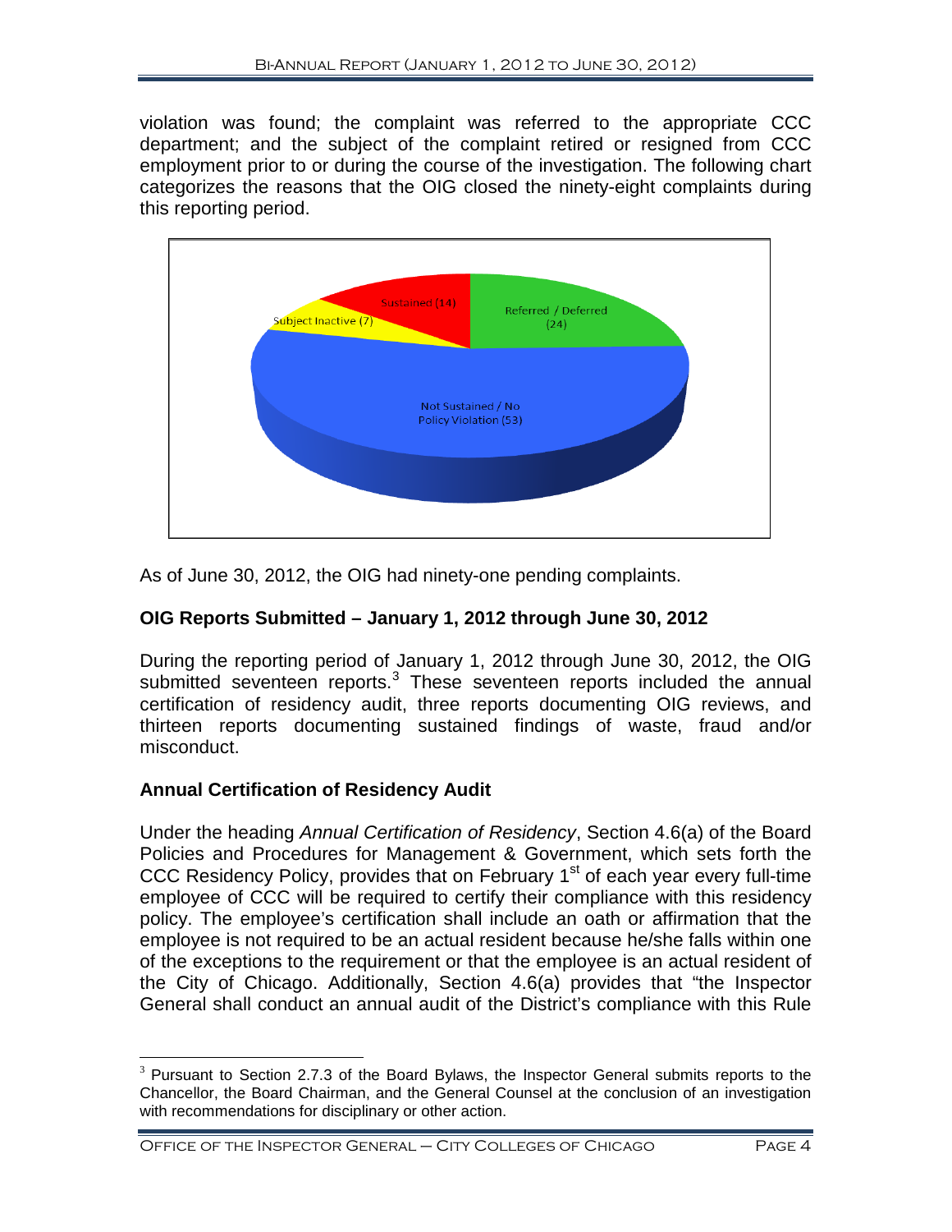violation was found; the complaint was referred to the appropriate CCC department; and the subject of the complaint retired or resigned from CCC employment prior to or during the course of the investigation. The following chart categorizes the reasons that the OIG closed the ninety-eight complaints during this reporting period.

Sustained (14)
Referred / Deferred (24)
Subject Inactive (7)
Not Sustained / No Policy Violation (53)

As of June 30, 2012, the OIG had ninety-one pending complaints.

## OIG Reports Submitted – January 1, 2012 through June 30, 2012

During the reporting period of January 1, 2012 through June 30, 2012, the OIG submitted seventeen reports.[3] These seventeen reports included the annual certification of residency audit, three reports documenting OIG reviews, and thirteen reports documenting sustained findings of waste, fraud and/or misconduct.

## Annual Certification of Residency Audit

Under the heading *Annual Certification of Residency*, Section 4.6(a) of the Board Policies and Procedures for Management & Government, which sets forth the CCC Residency Policy, provides that on February 1st of each year every full-time employee of CCC will be required to certify their compliance with this residency policy. The employee's certification shall include an oath or affirmation that the employee is not required to be an actual resident because he/she falls within one of the exceptions to the requirement or that the employee is an actual resident of the City of Chicago. Additionally, Section 4.6(a) provides that "the Inspector General shall conduct an annual audit of the District's compliance with this Rule

---

[3] Pursuant to Section 2.7.3 of the Board Bylaws, the Inspector General submits reports to the Chancellor, the Board Chairman, and the General Counsel at the conclusion of an investigation with recommendations for disciplinary or other action.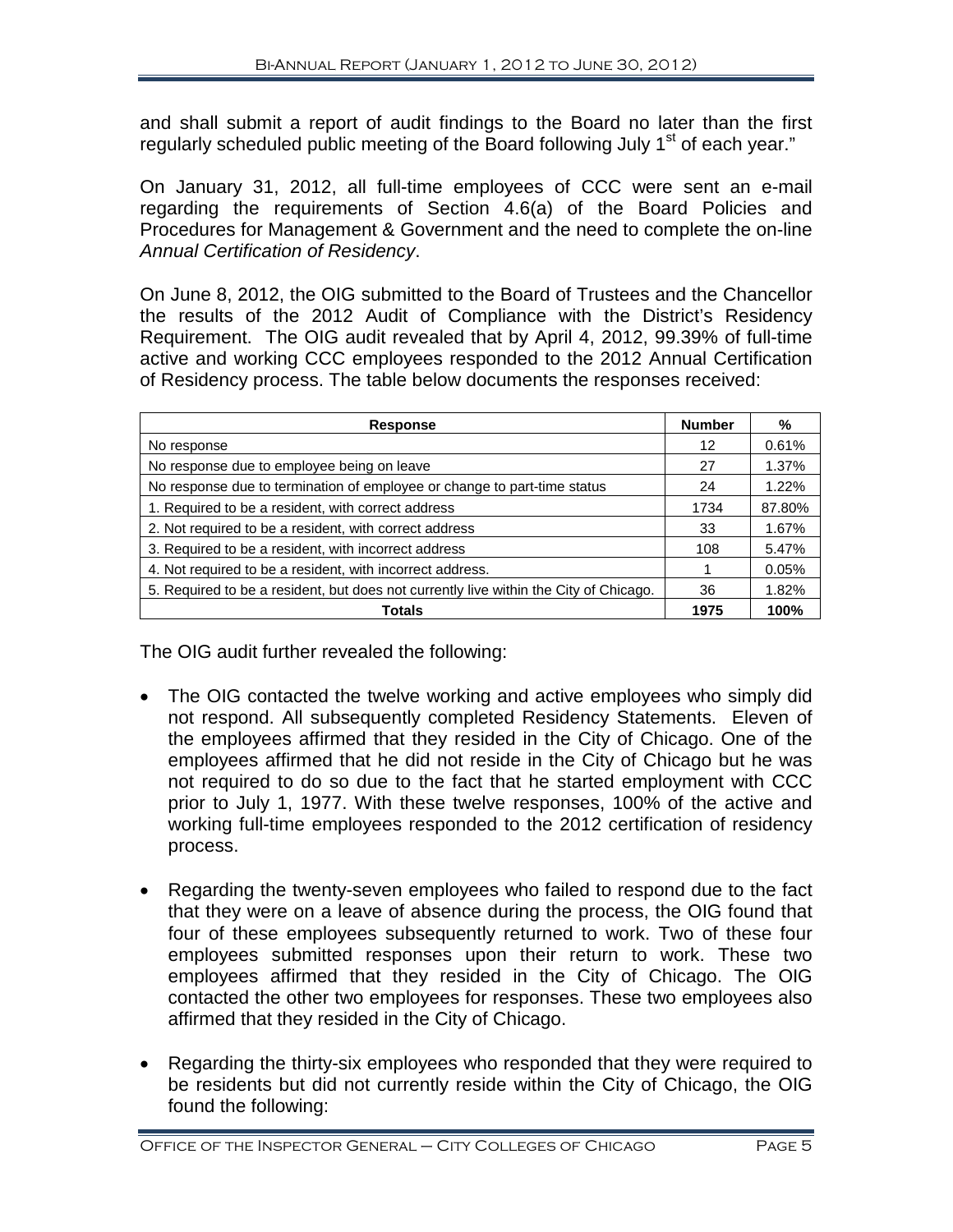and shall submit a report of audit findings to the Board no later than the first regularly scheduled public meeting of the Board following July 1st of each year."

On January 31, 2012, all full-time employees of CCC were sent an e-mail regarding the requirements of Section 4.6(a) of the Board Policies and Procedures for Management & Government and the need to complete the on-line *Annual Certification of Residency*.

On June 8, 2012, the OIG submitted to the Board of Trustees and the Chancellor the results of the 2012 Audit of Compliance with the District's Residency Requirement. The OIG audit revealed that by April 4, 2012, 99.39% of full-time active and working CCC employees responded to the 2012 Annual Certification of Residency process. The table below documents the responses received:

| Response | Number | % |
|---|---|---|
| No response | 12 | 0.61% |
| No response due to employee being on leave | 27 | 1.37% |
| No response due to termination of employee or change to part-time status | 24 | 1.22% |
| 1. Required to be a resident, with correct address | 1734 | 87.80% |
| 2. Not required to be a resident, with correct address | 33 | 1.67% |
| 3. Required to be a resident, with incorrect address | 108 | 5.47% |
| 4. Not required to be a resident, with incorrect address. | 1 | 0.05% |
| 5. Required to be a resident, but does not currently live within the City of Chicago. | 36 | 1.82% |
| **Totals** | **1975** | **100%** |

The OIG audit further revealed the following:

- The OIG contacted the twelve working and active employees who simply did not respond. All subsequently completed Residency Statements. Eleven of the employees affirmed that they resided in the City of Chicago. One of the employees affirmed that he did not reside in the City of Chicago but he was not required to do so due to the fact that he started employment with CCC prior to July 1, 1977. With these twelve responses, 100% of the active and working full-time employees responded to the 2012 certification of residency process.

- Regarding the twenty-seven employees who failed to respond due to the fact that they were on a leave of absence during the process, the OIG found that four of these employees subsequently returned to work. Two of these four employees submitted responses upon their return to work. These two employees affirmed that they resided in the City of Chicago. The OIG contacted the other two employees for responses. These two employees also affirmed that they resided in the City of Chicago.

- Regarding the thirty-six employees who responded that they were required to be residents but did not currently reside within the City of Chicago, the OIG found the following: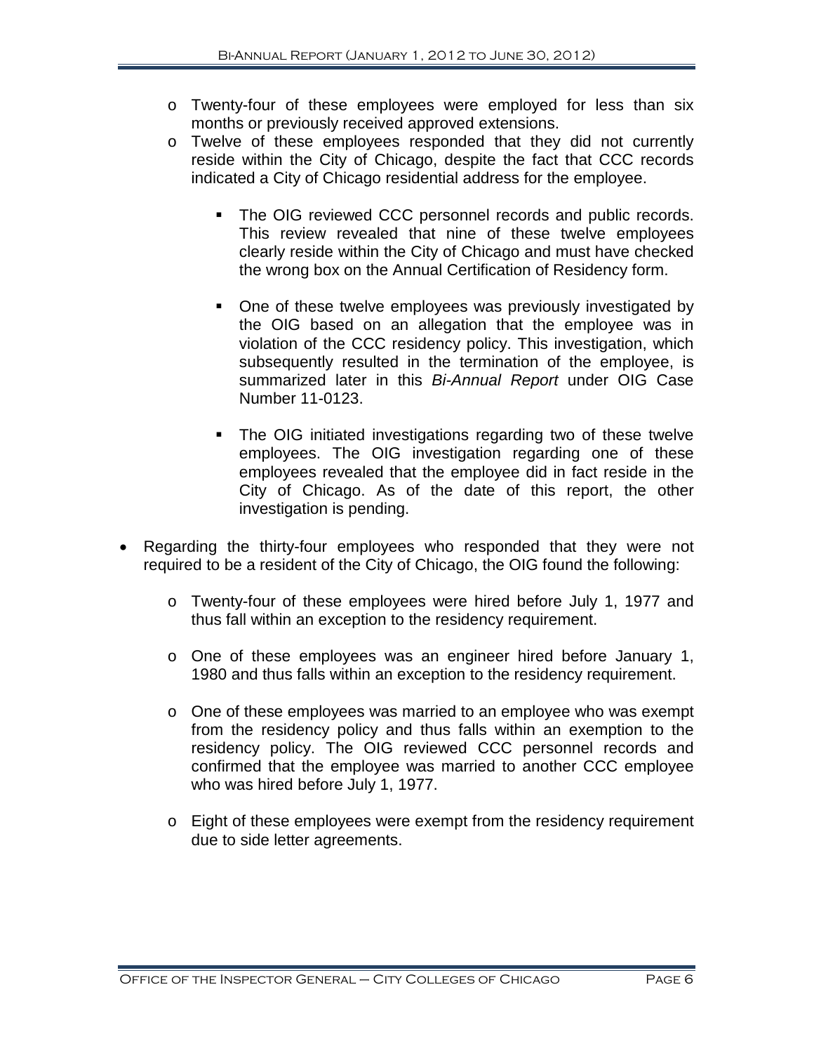- Twenty-four of these employees were employed for less than six months or previously received approved extensions.
- Twelve of these employees responded that they did not currently reside within the City of Chicago, despite the fact that CCC records indicated a City of Chicago residential address for the employee.
  - The OIG reviewed CCC personnel records and public records. This review revealed that nine of these twelve employees clearly reside within the City of Chicago and must have checked the wrong box on the Annual Certification of Residency form.
  - One of these twelve employees was previously investigated by the OIG based on an allegation that the employee was in violation of the CCC residency policy. This investigation, which subsequently resulted in the termination of the employee, is summarized later in this *Bi-Annual Report* under OIG Case Number 11-0123.
  - The OIG initiated investigations regarding two of these twelve employees. The OIG investigation regarding one of these employees revealed that the employee did in fact reside in the City of Chicago. As of the date of this report, the other investigation is pending.

- Regarding the thirty-four employees who responded that they were not required to be a resident of the City of Chicago, the OIG found the following:
  - Twenty-four of these employees were hired before July 1, 1977 and thus fall within an exception to the residency requirement.
  - One of these employees was an engineer hired before January 1, 1980 and thus falls within an exception to the residency requirement.
  - One of these employees was married to an employee who was exempt from the residency policy and thus falls within an exemption to the residency policy. The OIG reviewed CCC personnel records and confirmed that the employee was married to another CCC employee who was hired before July 1, 1977.
  - Eight of these employees were exempt from the residency requirement due to side letter agreements.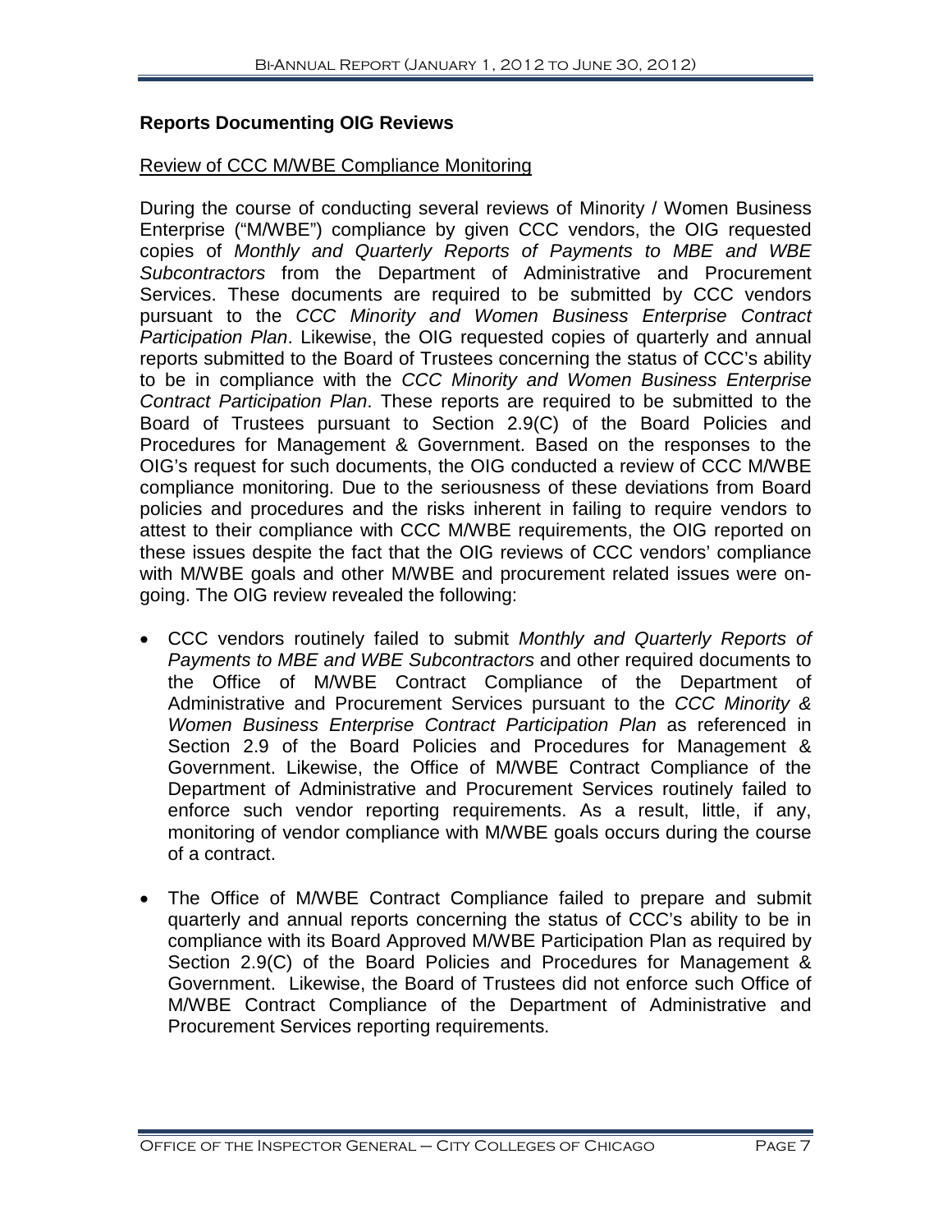## Reports Documenting OIG Reviews

<u>Review of CCC M/WBE Compliance Monitoring</u>

During the course of conducting several reviews of Minority / Women Business Enterprise ("M/WBE") compliance by given CCC vendors, the OIG requested copies of *Monthly and Quarterly Reports of Payments to MBE and WBE Subcontractors* from the Department of Administrative and Procurement Services. These documents are required to be submitted by CCC vendors pursuant to the *CCC Minority and Women Business Enterprise Contract Participation Plan*. Likewise, the OIG requested copies of quarterly and annual reports submitted to the Board of Trustees concerning the status of CCC's ability to be in compliance with the *CCC Minority and Women Business Enterprise Contract Participation Plan*. These reports are required to be submitted to the Board of Trustees pursuant to Section 2.9(C) of the Board Policies and Procedures for Management & Government. Based on the responses to the OIG's request for such documents, the OIG conducted a review of CCC M/WBE compliance monitoring. Due to the seriousness of these deviations from Board policies and procedures and the risks inherent in failing to require vendors to attest to their compliance with CCC M/WBE requirements, the OIG reported on these issues despite the fact that the OIG reviews of CCC vendors' compliance with M/WBE goals and other M/WBE and procurement related issues were on-going. The OIG review revealed the following:

- CCC vendors routinely failed to submit *Monthly and Quarterly Reports of Payments to MBE and WBE Subcontractors* and other required documents to the Office of M/WBE Contract Compliance of the Department of Administrative and Procurement Services pursuant to the *CCC Minority & Women Business Enterprise Contract Participation Plan* as referenced in Section 2.9 of the Board Policies and Procedures for Management & Government. Likewise, the Office of M/WBE Contract Compliance of the Department of Administrative and Procurement Services routinely failed to enforce such vendor reporting requirements. As a result, little, if any, monitoring of vendor compliance with M/WBE goals occurs during the course of a contract.

- The Office of M/WBE Contract Compliance failed to prepare and submit quarterly and annual reports concerning the status of CCC's ability to be in compliance with its Board Approved M/WBE Participation Plan as required by Section 2.9(C) of the Board Policies and Procedures for Management & Government. Likewise, the Board of Trustees did not enforce such Office of M/WBE Contract Compliance of the Department of Administrative and Procurement Services reporting requirements.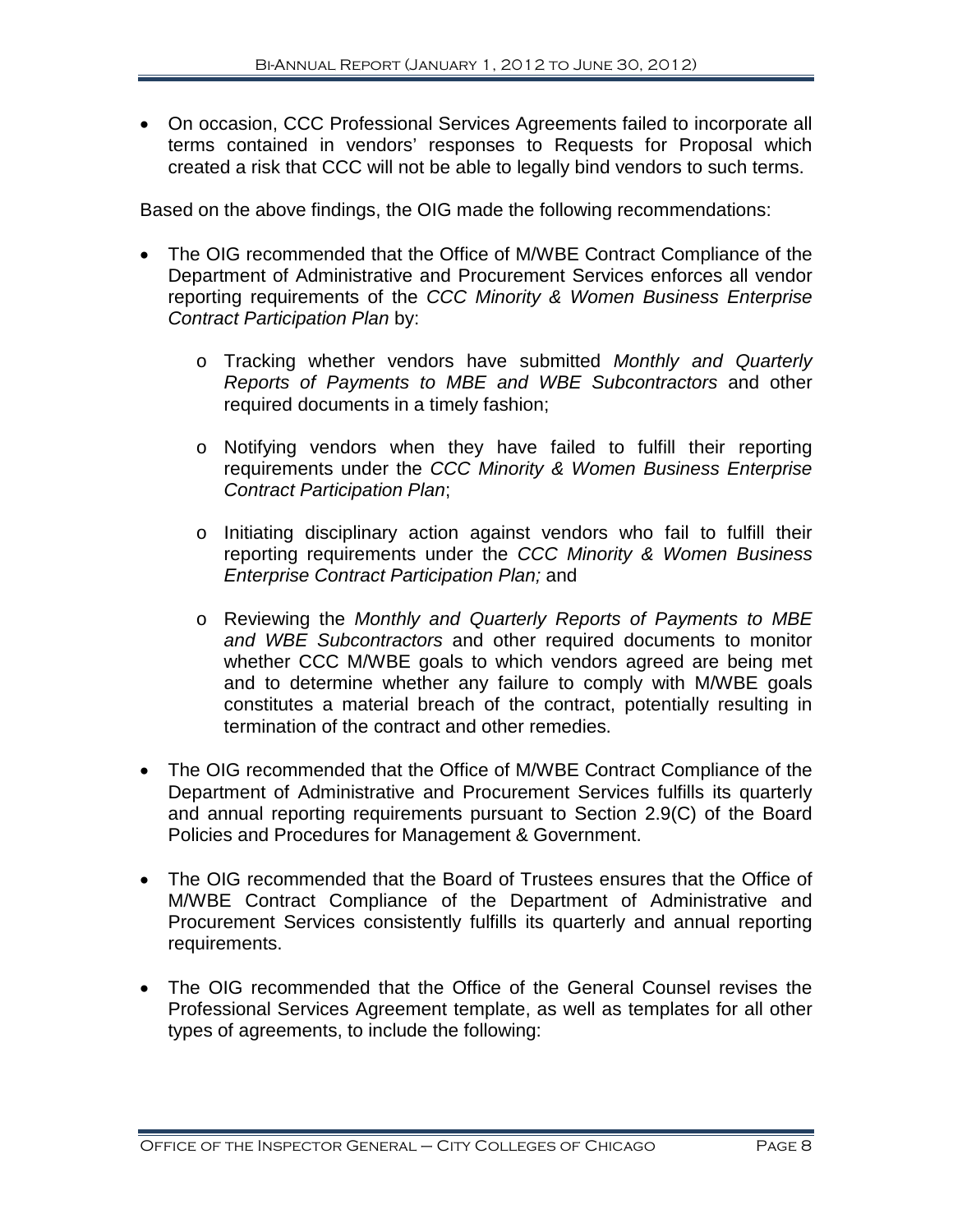- On occasion, CCC Professional Services Agreements failed to incorporate all terms contained in vendors' responses to Requests for Proposal which created a risk that CCC will not be able to legally bind vendors to such terms.

Based on the above findings, the OIG made the following recommendations:

- The OIG recommended that the Office of M/WBE Contract Compliance of the Department of Administrative and Procurement Services enforces all vendor reporting requirements of the *CCC Minority & Women Business Enterprise Contract Participation Plan* by:
  - Tracking whether vendors have submitted *Monthly and Quarterly Reports of Payments to MBE and WBE Subcontractors* and other required documents in a timely fashion;
  - Notifying vendors when they have failed to fulfill their reporting requirements under the *CCC Minority & Women Business Enterprise Contract Participation Plan*;
  - Initiating disciplinary action against vendors who fail to fulfill their reporting requirements under the *CCC Minority & Women Business Enterprise Contract Participation Plan;* and
  - Reviewing the *Monthly and Quarterly Reports of Payments to MBE and WBE Subcontractors* and other required documents to monitor whether CCC M/WBE goals to which vendors agreed are being met and to determine whether any failure to comply with M/WBE goals constitutes a material breach of the contract, potentially resulting in termination of the contract and other remedies.
- The OIG recommended that the Office of M/WBE Contract Compliance of the Department of Administrative and Procurement Services fulfills its quarterly and annual reporting requirements pursuant to Section 2.9(C) of the Board Policies and Procedures for Management & Government.
- The OIG recommended that the Board of Trustees ensures that the Office of M/WBE Contract Compliance of the Department of Administrative and Procurement Services consistently fulfills its quarterly and annual reporting requirements.
- The OIG recommended that the Office of the General Counsel revises the Professional Services Agreement template, as well as templates for all other types of agreements, to include the following: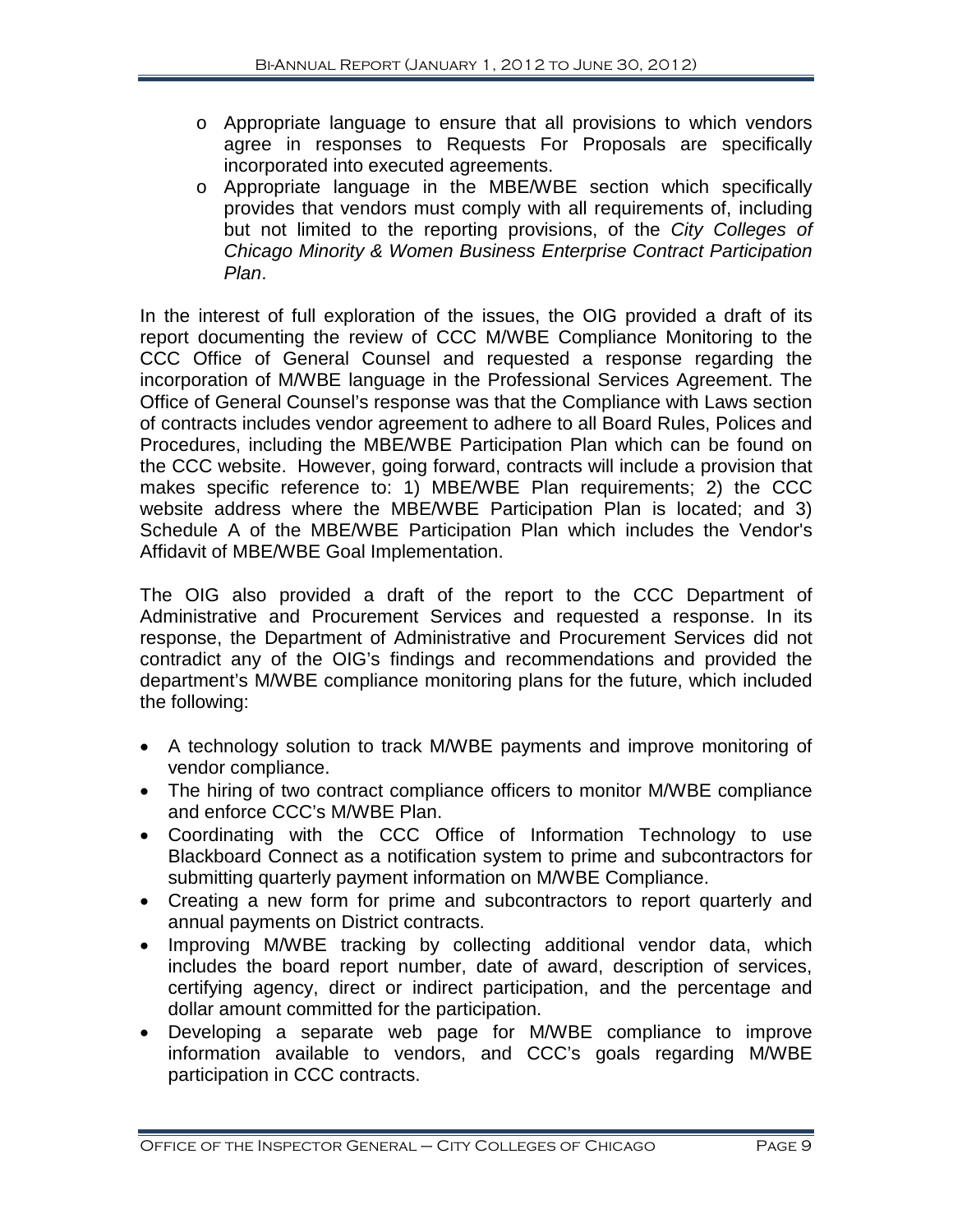- Appropriate language to ensure that all provisions to which vendors agree in responses to Requests For Proposals are specifically incorporated into executed agreements.
  - Appropriate language in the MBE/WBE section which specifically provides that vendors must comply with all requirements of, including but not limited to the reporting provisions, of the *City Colleges of Chicago Minority & Women Business Enterprise Contract Participation Plan*.

In the interest of full exploration of the issues, the OIG provided a draft of its report documenting the review of CCC M/WBE Compliance Monitoring to the CCC Office of General Counsel and requested a response regarding the incorporation of M/WBE language in the Professional Services Agreement. The Office of General Counsel's response was that the Compliance with Laws section of contracts includes vendor agreement to adhere to all Board Rules, Polices and Procedures, including the MBE/WBE Participation Plan which can be found on the CCC website. However, going forward, contracts will include a provision that makes specific reference to: 1) MBE/WBE Plan requirements; 2) the CCC website address where the MBE/WBE Participation Plan is located; and 3) Schedule A of the MBE/WBE Participation Plan which includes the Vendor's Affidavit of MBE/WBE Goal Implementation.

The OIG also provided a draft of the report to the CCC Department of Administrative and Procurement Services and requested a response. In its response, the Department of Administrative and Procurement Services did not contradict any of the OIG's findings and recommendations and provided the department's M/WBE compliance monitoring plans for the future, which included the following:

- A technology solution to track M/WBE payments and improve monitoring of vendor compliance.
- The hiring of two contract compliance officers to monitor M/WBE compliance and enforce CCC's M/WBE Plan.
- Coordinating with the CCC Office of Information Technology to use Blackboard Connect as a notification system to prime and subcontractors for submitting quarterly payment information on M/WBE Compliance.
- Creating a new form for prime and subcontractors to report quarterly and annual payments on District contracts.
- Improving M/WBE tracking by collecting additional vendor data, which includes the board report number, date of award, description of services, certifying agency, direct or indirect participation, and the percentage and dollar amount committed for the participation.
- Developing a separate web page for M/WBE compliance to improve information available to vendors, and CCC's goals regarding M/WBE participation in CCC contracts.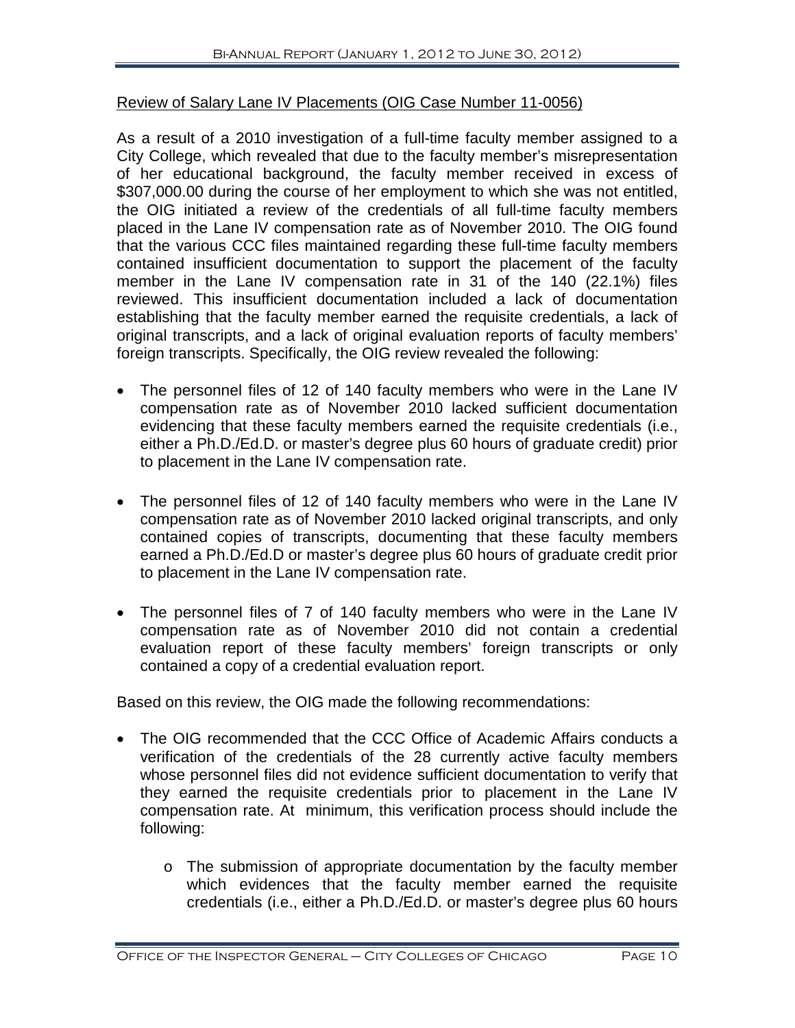Review of Salary Lane IV Placements (OIG Case Number 11-0056)

As a result of a 2010 investigation of a full-time faculty member assigned to a City College, which revealed that due to the faculty member's misrepresentation of her educational background, the faculty member received in excess of \$307,000.00 during the course of her employment to which she was not entitled, the OIG initiated a review of the credentials of all full-time faculty members placed in the Lane IV compensation rate as of November 2010. The OIG found that the various CCC files maintained regarding these full-time faculty members contained insufficient documentation to support the placement of the faculty member in the Lane IV compensation rate in 31 of the 140 (22.1%) files reviewed. This insufficient documentation included a lack of documentation establishing that the faculty member earned the requisite credentials, a lack of original transcripts, and a lack of original evaluation reports of faculty members' foreign transcripts. Specifically, the OIG review revealed the following:

- The personnel files of 12 of 140 faculty members who were in the Lane IV compensation rate as of November 2010 lacked sufficient documentation evidencing that these faculty members earned the requisite credentials (i.e., either a Ph.D./Ed.D. or master's degree plus 60 hours of graduate credit) prior to placement in the Lane IV compensation rate.
- The personnel files of 12 of 140 faculty members who were in the Lane IV compensation rate as of November 2010 lacked original transcripts, and only contained copies of transcripts, documenting that these faculty members earned a Ph.D./Ed.D or master's degree plus 60 hours of graduate credit prior to placement in the Lane IV compensation rate.
- The personnel files of 7 of 140 faculty members who were in the Lane IV compensation rate as of November 2010 did not contain a credential evaluation report of these faculty members' foreign transcripts or only contained a copy of a credential evaluation report.

Based on this review, the OIG made the following recommendations:

- The OIG recommended that the CCC Office of Academic Affairs conducts a verification of the credentials of the 28 currently active faculty members whose personnel files did not evidence sufficient documentation to verify that they earned the requisite credentials prior to placement in the Lane IV compensation rate. At minimum, this verification process should include the following:
    - The submission of appropriate documentation by the faculty member which evidences that the faculty member earned the requisite credentials (i.e., either a Ph.D./Ed.D. or master's degree plus 60 hours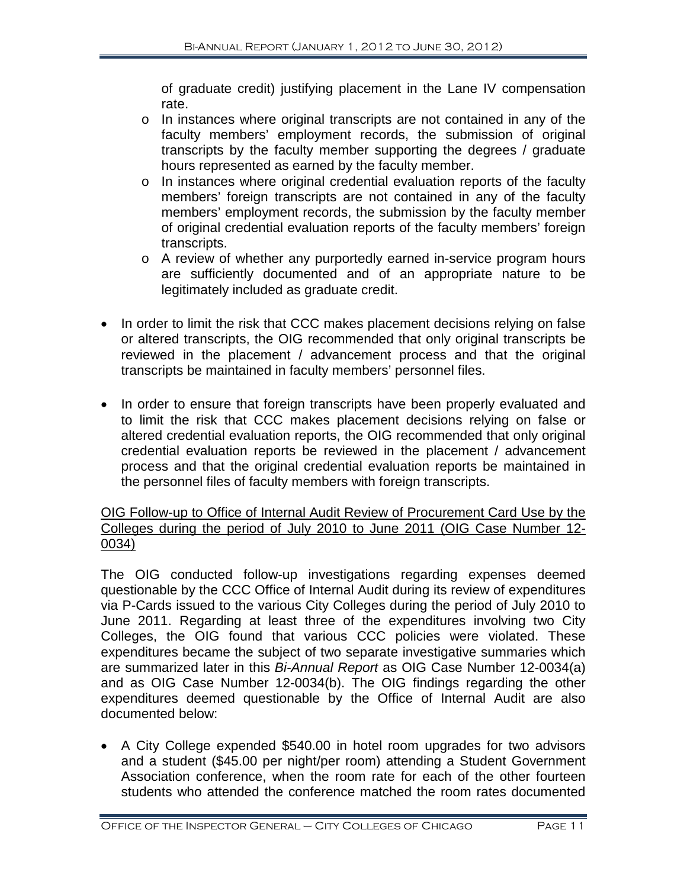of graduate credit) justifying placement in the Lane IV compensation rate.

  - In instances where original transcripts are not contained in any of the faculty members' employment records, the submission of original transcripts by the faculty member supporting the degrees / graduate hours represented as earned by the faculty member.
  - In instances where original credential evaluation reports of the faculty members' foreign transcripts are not contained in any of the faculty members' employment records, the submission by the faculty member of original credential evaluation reports of the faculty members' foreign transcripts.
  - A review of whether any purportedly earned in-service program hours are sufficiently documented and of an appropriate nature to be legitimately included as graduate credit.

- In order to limit the risk that CCC makes placement decisions relying on false or altered transcripts, the OIG recommended that only original transcripts be reviewed in the placement / advancement process and that the original transcripts be maintained in faculty members' personnel files.

- In order to ensure that foreign transcripts have been properly evaluated and to limit the risk that CCC makes placement decisions relying on false or altered credential evaluation reports, the OIG recommended that only original credential evaluation reports be reviewed in the placement / advancement process and that the original credential evaluation reports be maintained in the personnel files of faculty members with foreign transcripts.

<u>OIG Follow-up to Office of Internal Audit Review of Procurement Card Use by the Colleges during the period of July 2010 to June 2011 (OIG Case Number 12-0034)</u>

The OIG conducted follow-up investigations regarding expenses deemed questionable by the CCC Office of Internal Audit during its review of expenditures via P-Cards issued to the various City Colleges during the period of July 2010 to June 2011. Regarding at least three of the expenditures involving two City Colleges, the OIG found that various CCC policies were violated. These expenditures became the subject of two separate investigative summaries which are summarized later in this *Bi-Annual Report* as OIG Case Number 12-0034(a) and as OIG Case Number 12-0034(b). The OIG findings regarding the other expenditures deemed questionable by the Office of Internal Audit are also documented below:

- A City College expended $540.00 in hotel room upgrades for two advisors and a student ($45.00 per night/per room) attending a Student Government Association conference, when the room rate for each of the other fourteen students who attended the conference matched the room rates documented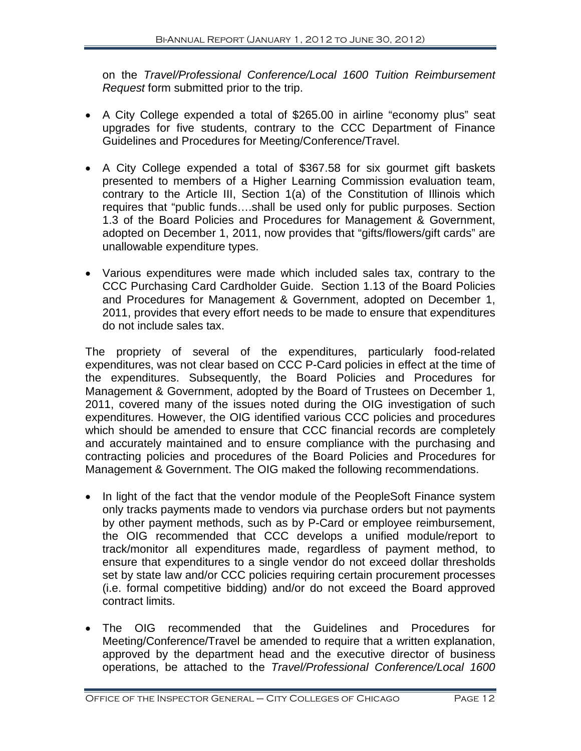on the *Travel/Professional Conference/Local 1600 Tuition Reimbursement Request* form submitted prior to the trip.

- A City College expended a total of $265.00 in airline "economy plus" seat upgrades for five students, contrary to the CCC Department of Finance Guidelines and Procedures for Meeting/Conference/Travel.

- A City College expended a total of $367.58 for six gourmet gift baskets presented to members of a Higher Learning Commission evaluation team, contrary to the Article III, Section 1(a) of the Constitution of Illinois which requires that "public funds….shall be used only for public purposes. Section 1.3 of the Board Policies and Procedures for Management & Government, adopted on December 1, 2011, now provides that "gifts/flowers/gift cards" are unallowable expenditure types.

- Various expenditures were made which included sales tax, contrary to the CCC Purchasing Card Cardholder Guide. Section 1.13 of the Board Policies and Procedures for Management & Government, adopted on December 1, 2011, provides that every effort needs to be made to ensure that expenditures do not include sales tax.

The propriety of several of the expenditures, particularly food-related expenditures, was not clear based on CCC P-Card policies in effect at the time of the expenditures. Subsequently, the Board Policies and Procedures for Management & Government, adopted by the Board of Trustees on December 1, 2011, covered many of the issues noted during the OIG investigation of such expenditures. However, the OIG identified various CCC policies and procedures which should be amended to ensure that CCC financial records are completely and accurately maintained and to ensure compliance with the purchasing and contracting policies and procedures of the Board Policies and Procedures for Management & Government. The OIG maked the following recommendations.

- In light of the fact that the vendor module of the PeopleSoft Finance system only tracks payments made to vendors via purchase orders but not payments by other payment methods, such as by P-Card or employee reimbursement, the OIG recommended that CCC develops a unified module/report to track/monitor all expenditures made, regardless of payment method, to ensure that expenditures to a single vendor do not exceed dollar thresholds set by state law and/or CCC policies requiring certain procurement processes (i.e. formal competitive bidding) and/or do not exceed the Board approved contract limits.

- The OIG recommended that the Guidelines and Procedures for Meeting/Conference/Travel be amended to require that a written explanation, approved by the department head and the executive director of business operations, be attached to the *Travel/Professional Conference/Local 1600*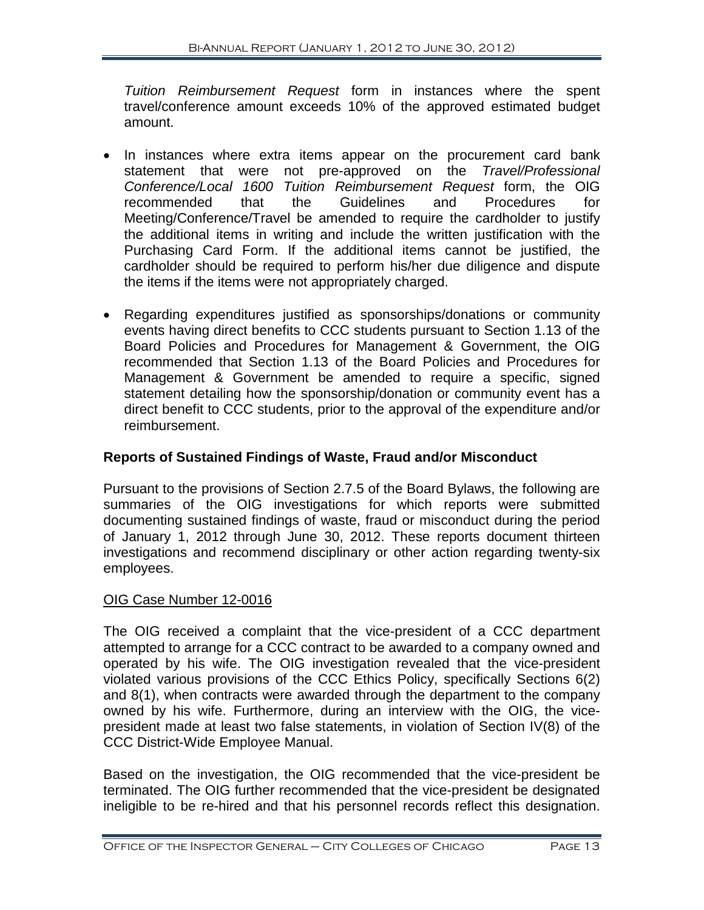*Tuition Reimbursement Request* form in instances where the spent travel/conference amount exceeds 10% of the approved estimated budget amount.

- In instances where extra items appear on the procurement card bank statement that were not pre-approved on the *Travel/Professional Conference/Local 1600 Tuition Reimbursement Request* form, the OIG recommended that the Guidelines and Procedures for Meeting/Conference/Travel be amended to require the cardholder to justify the additional items in writing and include the written justification with the Purchasing Card Form. If the additional items cannot be justified, the cardholder should be required to perform his/her due diligence and dispute the items if the items were not appropriately charged.
- Regarding expenditures justified as sponsorships/donations or community events having direct benefits to CCC students pursuant to Section 1.13 of the Board Policies and Procedures for Management & Government, the OIG recommended that Section 1.13 of the Board Policies and Procedures for Management & Government be amended to require a specific, signed statement detailing how the sponsorship/donation or community event has a direct benefit to CCC students, prior to the approval of the expenditure and/or reimbursement.

## Reports of Sustained Findings of Waste, Fraud and/or Misconduct

Pursuant to the provisions of Section 2.7.5 of the Board Bylaws, the following are summaries of the OIG investigations for which reports were submitted documenting sustained findings of waste, fraud or misconduct during the period of January 1, 2012 through June 30, 2012. These reports document thirteen investigations and recommend disciplinary or other action regarding twenty-six employees.

### OIG Case Number 12-0016

The OIG received a complaint that the vice-president of a CCC department attempted to arrange for a CCC contract to be awarded to a company owned and operated by his wife. The OIG investigation revealed that the vice-president violated various provisions of the CCC Ethics Policy, specifically Sections 6(2) and 8(1), when contracts were awarded through the department to the company owned by his wife. Furthermore, during an interview with the OIG, the vice-president made at least two false statements, in violation of Section IV(8) of the CCC District-Wide Employee Manual.

Based on the investigation, the OIG recommended that the vice-president be terminated. The OIG further recommended that the vice-president be designated ineligible to be re-hired and that his personnel records reflect this designation.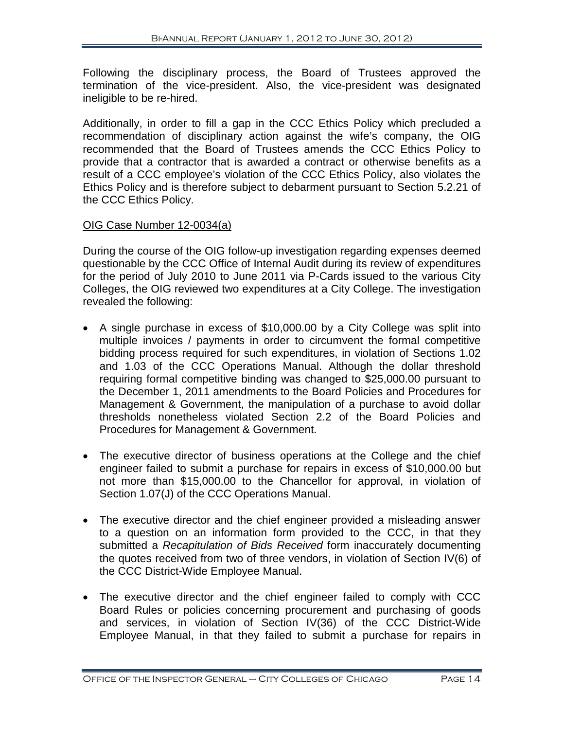Following the disciplinary process, the Board of Trustees approved the termination of the vice-president. Also, the vice-president was designated ineligible to be re-hired.

Additionally, in order to fill a gap in the CCC Ethics Policy which precluded a recommendation of disciplinary action against the wife's company, the OIG recommended that the Board of Trustees amends the CCC Ethics Policy to provide that a contractor that is awarded a contract or otherwise benefits as a result of a CCC employee's violation of the CCC Ethics Policy, also violates the Ethics Policy and is therefore subject to debarment pursuant to Section 5.2.21 of the CCC Ethics Policy.

<u>OIG Case Number 12-0034(a)</u>

During the course of the OIG follow-up investigation regarding expenses deemed questionable by the CCC Office of Internal Audit during its review of expenditures for the period of July 2010 to June 2011 via P-Cards issued to the various City Colleges, the OIG reviewed two expenditures at a City College. The investigation revealed the following:

- A single purchase in excess of $10,000.00 by a City College was split into multiple invoices / payments in order to circumvent the formal competitive bidding process required for such expenditures, in violation of Sections 1.02 and 1.03 of the CCC Operations Manual. Although the dollar threshold requiring formal competitive binding was changed to $25,000.00 pursuant to the December 1, 2011 amendments to the Board Policies and Procedures for Management & Government, the manipulation of a purchase to avoid dollar thresholds nonetheless violated Section 2.2 of the Board Policies and Procedures for Management & Government.
- The executive director of business operations at the College and the chief engineer failed to submit a purchase for repairs in excess of $10,000.00 but not more than $15,000.00 to the Chancellor for approval, in violation of Section 1.07(J) of the CCC Operations Manual.
- The executive director and the chief engineer provided a misleading answer to a question on an information form provided to the CCC, in that they submitted a *Recapitulation of Bids Received* form inaccurately documenting the quotes received from two of three vendors, in violation of Section IV(6) of the CCC District-Wide Employee Manual.
- The executive director and the chief engineer failed to comply with CCC Board Rules or policies concerning procurement and purchasing of goods and services, in violation of Section IV(36) of the CCC District-Wide Employee Manual, in that they failed to submit a purchase for repairs in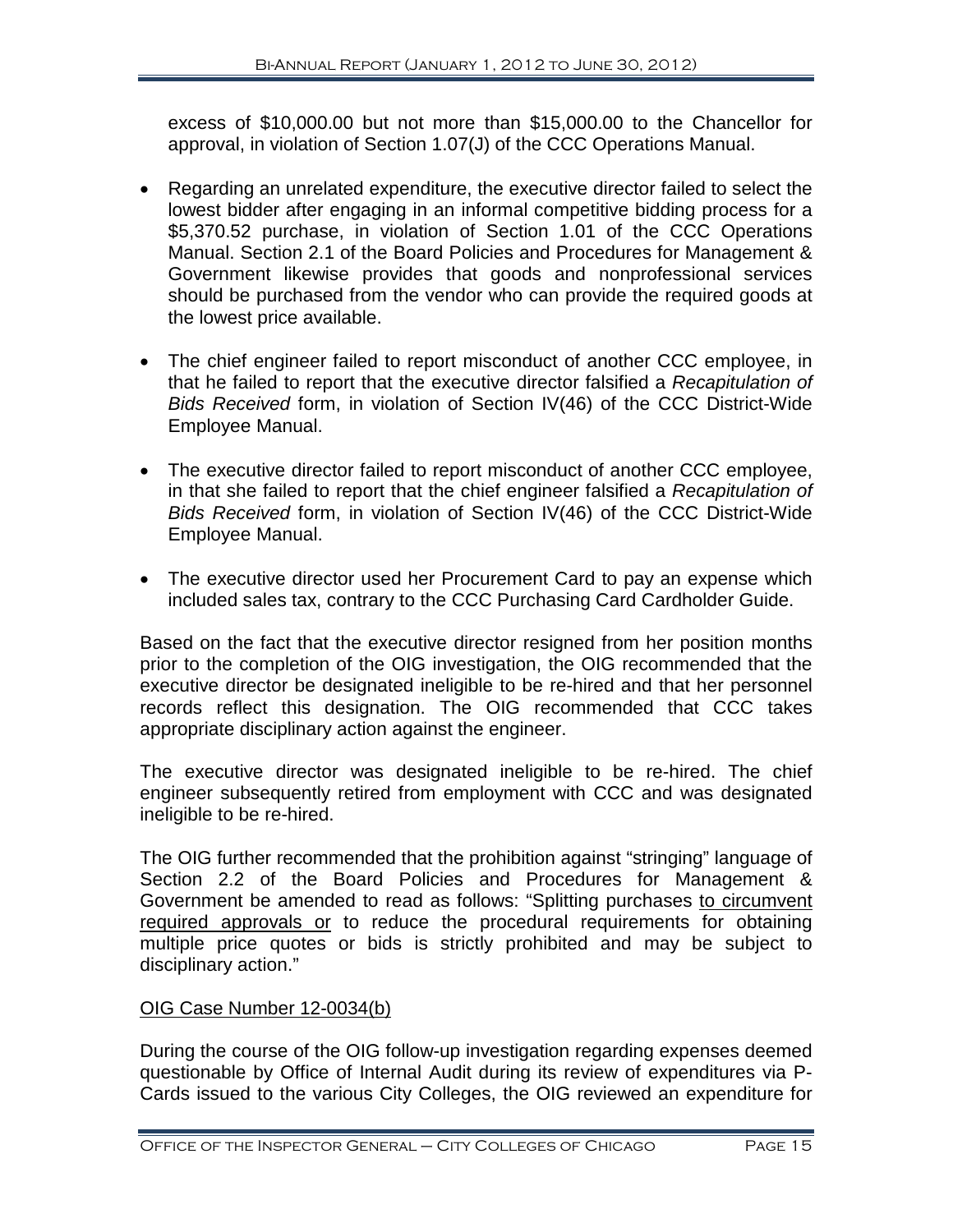excess of $10,000.00 but not more than $15,000.00 to the Chancellor for approval, in violation of Section 1.07(J) of the CCC Operations Manual.

- Regarding an unrelated expenditure, the executive director failed to select the lowest bidder after engaging in an informal competitive bidding process for a $5,370.52 purchase, in violation of Section 1.01 of the CCC Operations Manual. Section 2.1 of the Board Policies and Procedures for Management & Government likewise provides that goods and nonprofessional services should be purchased from the vendor who can provide the required goods at the lowest price available.

- The chief engineer failed to report misconduct of another CCC employee, in that he failed to report that the executive director falsified a *Recapitulation of Bids Received* form, in violation of Section IV(46) of the CCC District-Wide Employee Manual.

- The executive director failed to report misconduct of another CCC employee, in that she failed to report that the chief engineer falsified a *Recapitulation of Bids Received* form, in violation of Section IV(46) of the CCC District-Wide Employee Manual.

- The executive director used her Procurement Card to pay an expense which included sales tax, contrary to the CCC Purchasing Card Cardholder Guide.

Based on the fact that the executive director resigned from her position months prior to the completion of the OIG investigation, the OIG recommended that the executive director be designated ineligible to be re-hired and that her personnel records reflect this designation. The OIG recommended that CCC takes appropriate disciplinary action against the engineer.

The executive director was designated ineligible to be re-hired. The chief engineer subsequently retired from employment with CCC and was designated ineligible to be re-hired.

The OIG further recommended that the prohibition against "stringing" language of Section 2.2 of the Board Policies and Procedures for Management & Government be amended to read as follows: "Splitting purchases <u>to circumvent required approvals or</u> to reduce the procedural requirements for obtaining multiple price quotes or bids is strictly prohibited and may be subject to disciplinary action."

<u>OIG Case Number 12-0034(b)</u>

During the course of the OIG follow-up investigation regarding expenses deemed questionable by Office of Internal Audit during its review of expenditures via P-Cards issued to the various City Colleges, the OIG reviewed an expenditure for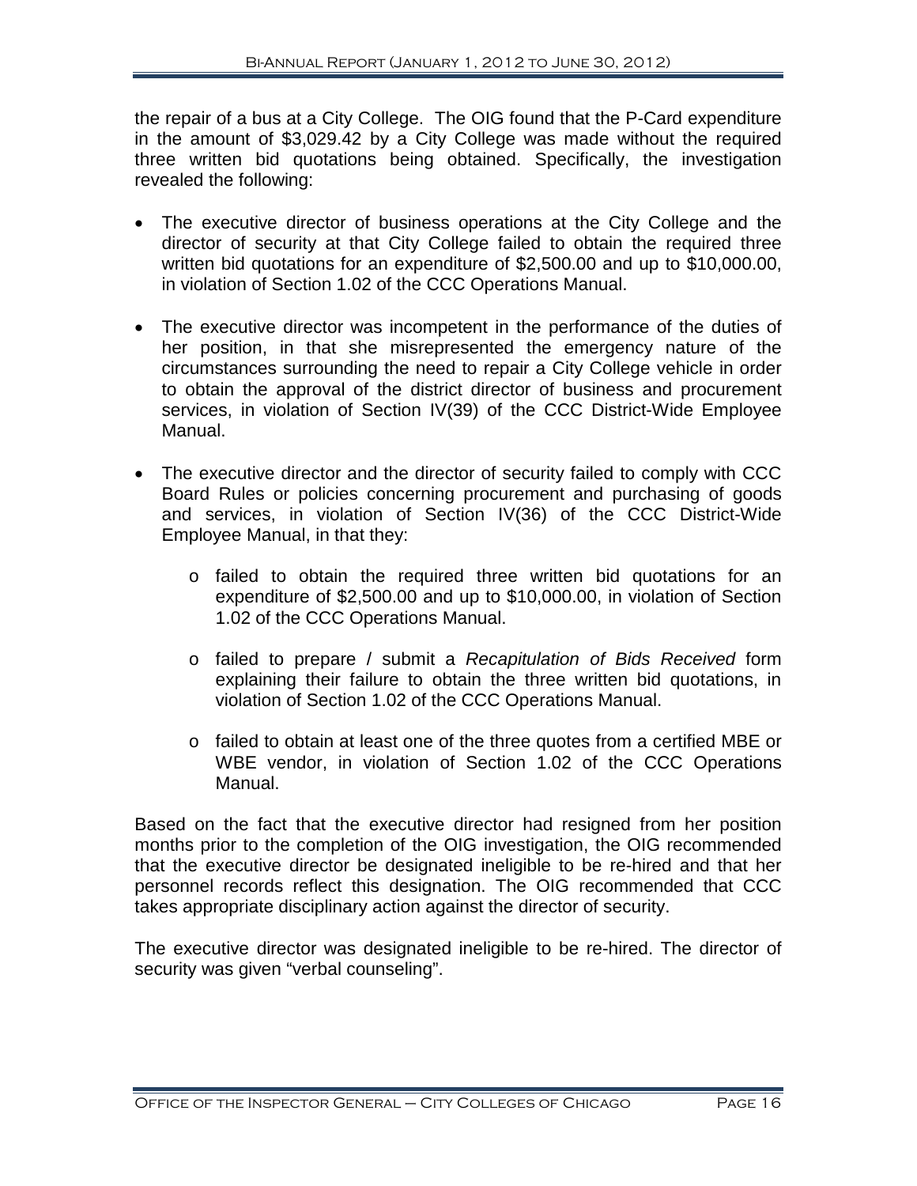the repair of a bus at a City College. The OIG found that the P-Card expenditure in the amount of $3,029.42 by a City College was made without the required three written bid quotations being obtained. Specifically, the investigation revealed the following:

- The executive director of business operations at the City College and the director of security at that City College failed to obtain the required three written bid quotations for an expenditure of $2,500.00 and up to $10,000.00, in violation of Section 1.02 of the CCC Operations Manual.

- The executive director was incompetent in the performance of the duties of her position, in that she misrepresented the emergency nature of the circumstances surrounding the need to repair a City College vehicle in order to obtain the approval of the district director of business and procurement services, in violation of Section IV(39) of the CCC District-Wide Employee Manual.

- The executive director and the director of security failed to comply with CCC Board Rules or policies concerning procurement and purchasing of goods and services, in violation of Section IV(36) of the CCC District-Wide Employee Manual, in that they:

    - failed to obtain the required three written bid quotations for an expenditure of $2,500.00 and up to $10,000.00, in violation of Section 1.02 of the CCC Operations Manual.

    - failed to prepare / submit a *Recapitulation of Bids Received* form explaining their failure to obtain the three written bid quotations, in violation of Section 1.02 of the CCC Operations Manual.

    - failed to obtain at least one of the three quotes from a certified MBE or WBE vendor, in violation of Section 1.02 of the CCC Operations Manual.

Based on the fact that the executive director had resigned from her position months prior to the completion of the OIG investigation, the OIG recommended that the executive director be designated ineligible to be re-hired and that her personnel records reflect this designation. The OIG recommended that CCC takes appropriate disciplinary action against the director of security.

The executive director was designated ineligible to be re-hired. The director of security was given "verbal counseling".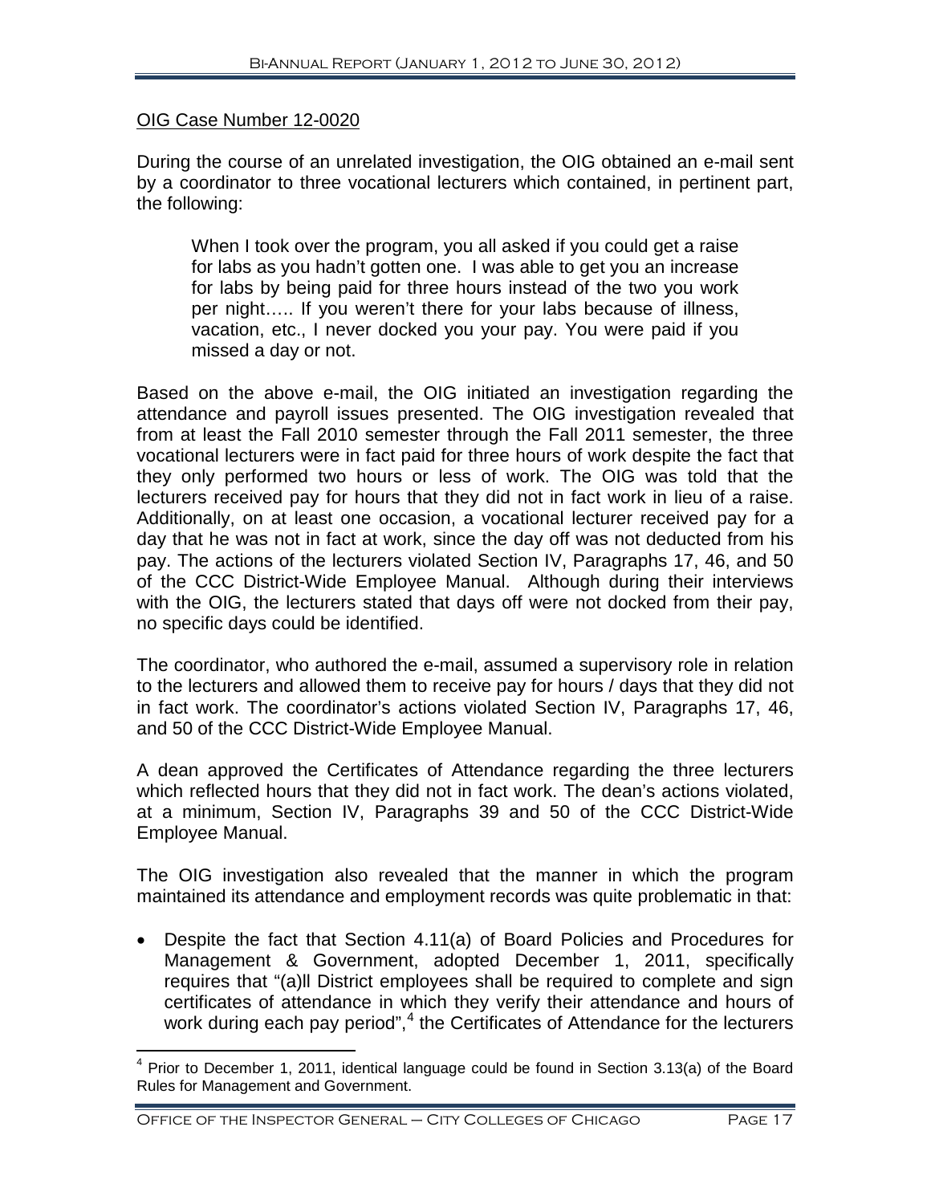OIG Case Number 12-0020

During the course of an unrelated investigation, the OIG obtained an e-mail sent by a coordinator to three vocational lecturers which contained, in pertinent part, the following:

> When I took over the program, you all asked if you could get a raise for labs as you hadn't gotten one. I was able to get you an increase for labs by being paid for three hours instead of the two you work per night….. If you weren't there for your labs because of illness, vacation, etc., I never docked you your pay. You were paid if you missed a day or not.

Based on the above e-mail, the OIG initiated an investigation regarding the attendance and payroll issues presented. The OIG investigation revealed that from at least the Fall 2010 semester through the Fall 2011 semester, the three vocational lecturers were in fact paid for three hours of work despite the fact that they only performed two hours or less of work. The OIG was told that the lecturers received pay for hours that they did not in fact work in lieu of a raise. Additionally, on at least one occasion, a vocational lecturer received pay for a day that he was not in fact at work, since the day off was not deducted from his pay. The actions of the lecturers violated Section IV, Paragraphs 17, 46, and 50 of the CCC District-Wide Employee Manual. Although during their interviews with the OIG, the lecturers stated that days off were not docked from their pay, no specific days could be identified.

The coordinator, who authored the e-mail, assumed a supervisory role in relation to the lecturers and allowed them to receive pay for hours / days that they did not in fact work. The coordinator's actions violated Section IV, Paragraphs 17, 46, and 50 of the CCC District-Wide Employee Manual.

A dean approved the Certificates of Attendance regarding the three lecturers which reflected hours that they did not in fact work. The dean's actions violated, at a minimum, Section IV, Paragraphs 39 and 50 of the CCC District-Wide Employee Manual.

The OIG investigation also revealed that the manner in which the program maintained its attendance and employment records was quite problematic in that:

- Despite the fact that Section 4.11(a) of Board Policies and Procedures for Management & Government, adopted December 1, 2011, specifically requires that "(a)ll District employees shall be required to complete and sign certificates of attendance in which they verify their attendance and hours of work during each pay period",[4] the Certificates of Attendance for the lecturers

[4] Prior to December 1, 2011, identical language could be found in Section 3.13(a) of the Board Rules for Management and Government.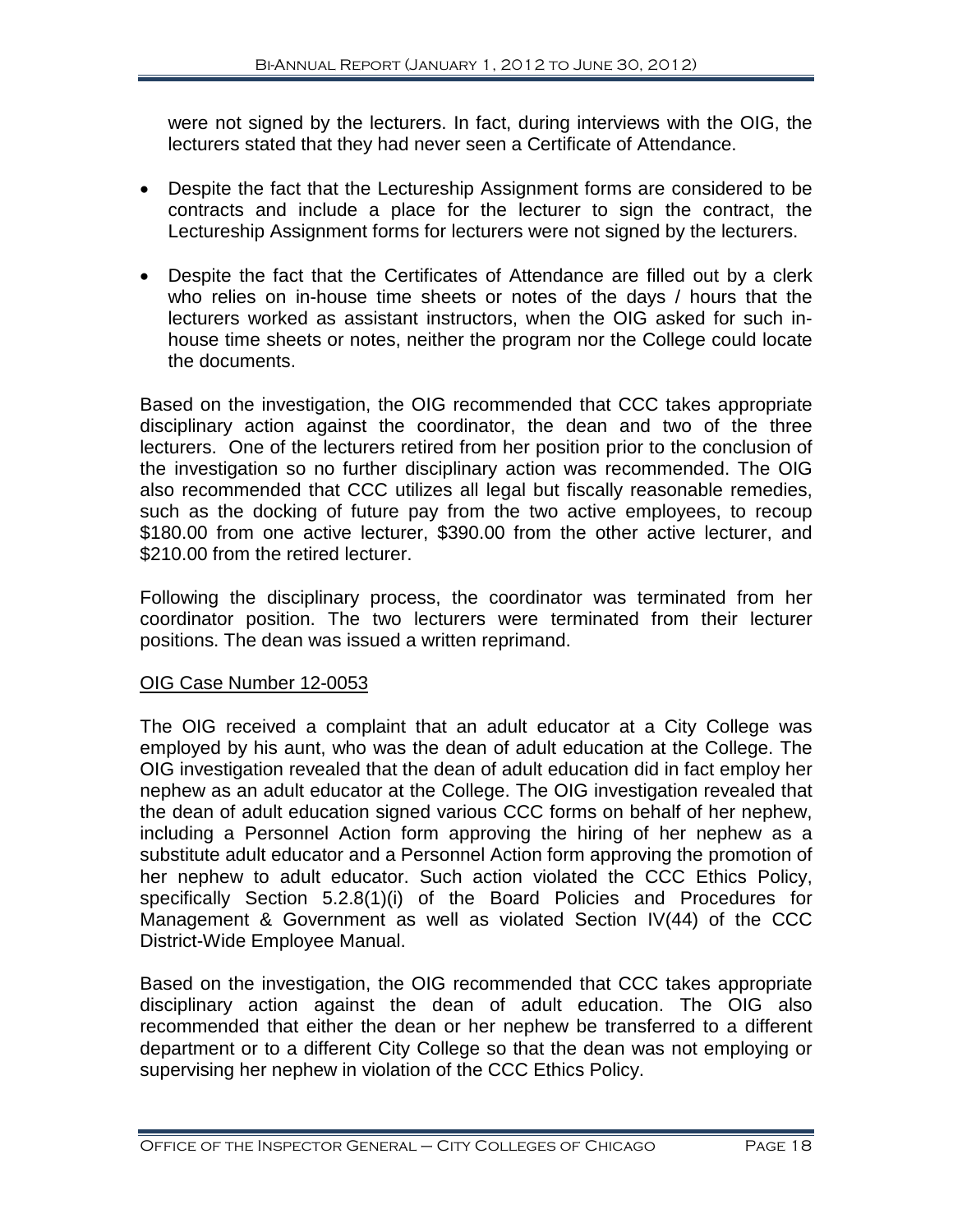were not signed by the lecturers. In fact, during interviews with the OIG, the lecturers stated that they had never seen a Certificate of Attendance.

- Despite the fact that the Lectureship Assignment forms are considered to be contracts and include a place for the lecturer to sign the contract, the Lectureship Assignment forms for lecturers were not signed by the lecturers.
- Despite the fact that the Certificates of Attendance are filled out by a clerk who relies on in-house time sheets or notes of the days / hours that the lecturers worked as assistant instructors, when the OIG asked for such in-house time sheets or notes, neither the program nor the College could locate the documents.

Based on the investigation, the OIG recommended that CCC takes appropriate disciplinary action against the coordinator, the dean and two of the three lecturers. One of the lecturers retired from her position prior to the conclusion of the investigation so no further disciplinary action was recommended. The OIG also recommended that CCC utilizes all legal but fiscally reasonable remedies, such as the docking of future pay from the two active employees, to recoup $180.00 from one active lecturer, $390.00 from the other active lecturer, and $210.00 from the retired lecturer.

Following the disciplinary process, the coordinator was terminated from her coordinator position. The two lecturers were terminated from their lecturer positions. The dean was issued a written reprimand.

<u>OIG Case Number 12-0053</u>

The OIG received a complaint that an adult educator at a City College was employed by his aunt, who was the dean of adult education at the College. The OIG investigation revealed that the dean of adult education did in fact employ her nephew as an adult educator at the College. The OIG investigation revealed that the dean of adult education signed various CCC forms on behalf of her nephew, including a Personnel Action form approving the hiring of her nephew as a substitute adult educator and a Personnel Action form approving the promotion of her nephew to adult educator. Such action violated the CCC Ethics Policy, specifically Section 5.2.8(1)(i) of the Board Policies and Procedures for Management & Government as well as violated Section IV(44) of the CCC District-Wide Employee Manual.

Based on the investigation, the OIG recommended that CCC takes appropriate disciplinary action against the dean of adult education. The OIG also recommended that either the dean or her nephew be transferred to a different department or to a different City College so that the dean was not employing or supervising her nephew in violation of the CCC Ethics Policy.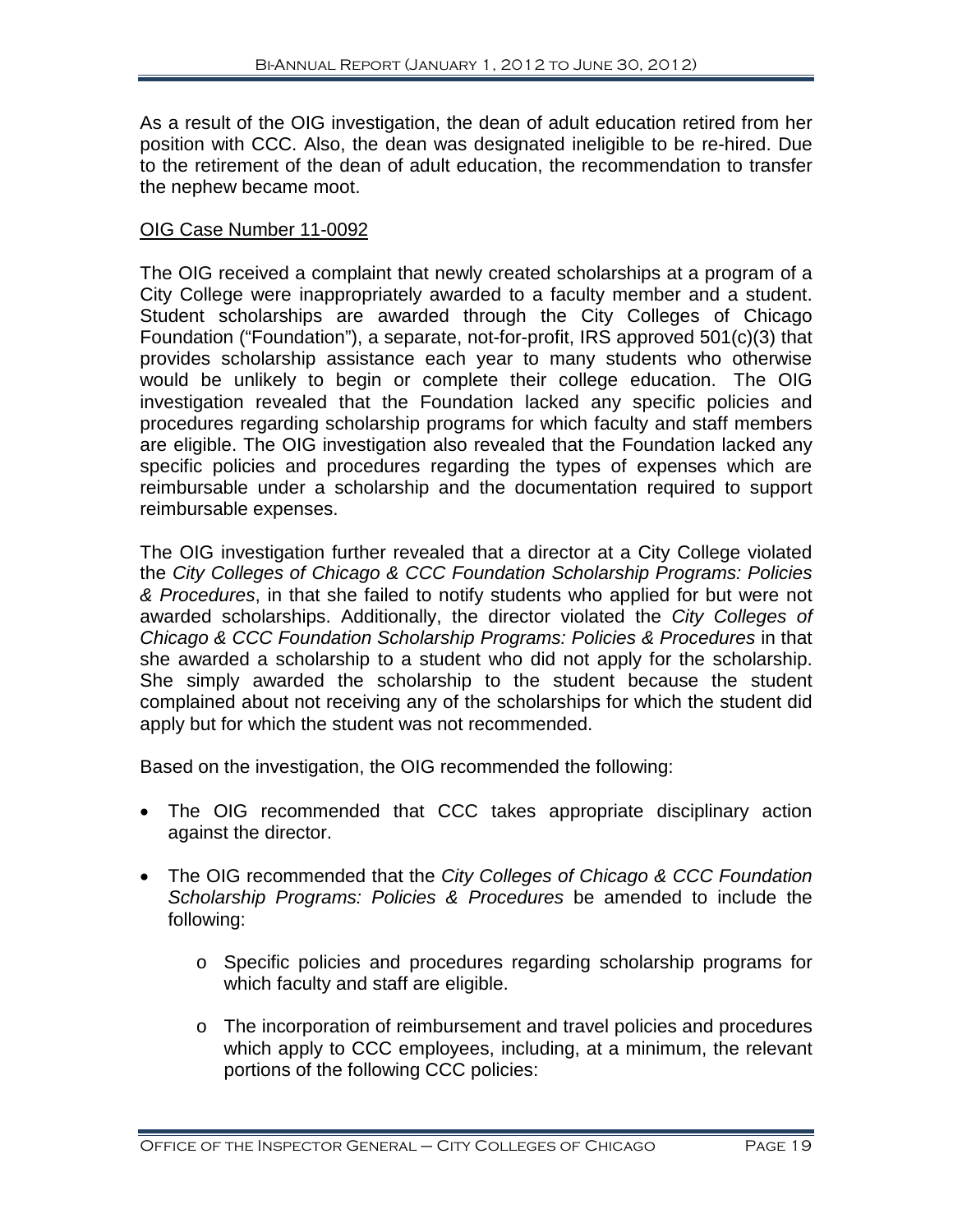As a result of the OIG investigation, the dean of adult education retired from her position with CCC. Also, the dean was designated ineligible to be re-hired. Due to the retirement of the dean of adult education, the recommendation to transfer the nephew became moot.

<u>OIG Case Number 11-0092</u>

The OIG received a complaint that newly created scholarships at a program of a City College were inappropriately awarded to a faculty member and a student. Student scholarships are awarded through the City Colleges of Chicago Foundation ("Foundation"), a separate, not-for-profit, IRS approved 501(c)(3) that provides scholarship assistance each year to many students who otherwise would be unlikely to begin or complete their college education. The OIG investigation revealed that the Foundation lacked any specific policies and procedures regarding scholarship programs for which faculty and staff members are eligible. The OIG investigation also revealed that the Foundation lacked any specific policies and procedures regarding the types of expenses which are reimbursable under a scholarship and the documentation required to support reimbursable expenses.

The OIG investigation further revealed that a director at a City College violated the *City Colleges of Chicago & CCC Foundation Scholarship Programs: Policies & Procedures*, in that she failed to notify students who applied for but were not awarded scholarships. Additionally, the director violated the *City Colleges of Chicago & CCC Foundation Scholarship Programs: Policies & Procedures* in that she awarded a scholarship to a student who did not apply for the scholarship. She simply awarded the scholarship to the student because the student complained about not receiving any of the scholarships for which the student did apply but for which the student was not recommended.

Based on the investigation, the OIG recommended the following:

- The OIG recommended that CCC takes appropriate disciplinary action against the director.
- The OIG recommended that the *City Colleges of Chicago & CCC Foundation Scholarship Programs: Policies & Procedures* be amended to include the following:
    - Specific policies and procedures regarding scholarship programs for which faculty and staff are eligible.
    - The incorporation of reimbursement and travel policies and procedures which apply to CCC employees, including, at a minimum, the relevant portions of the following CCC policies: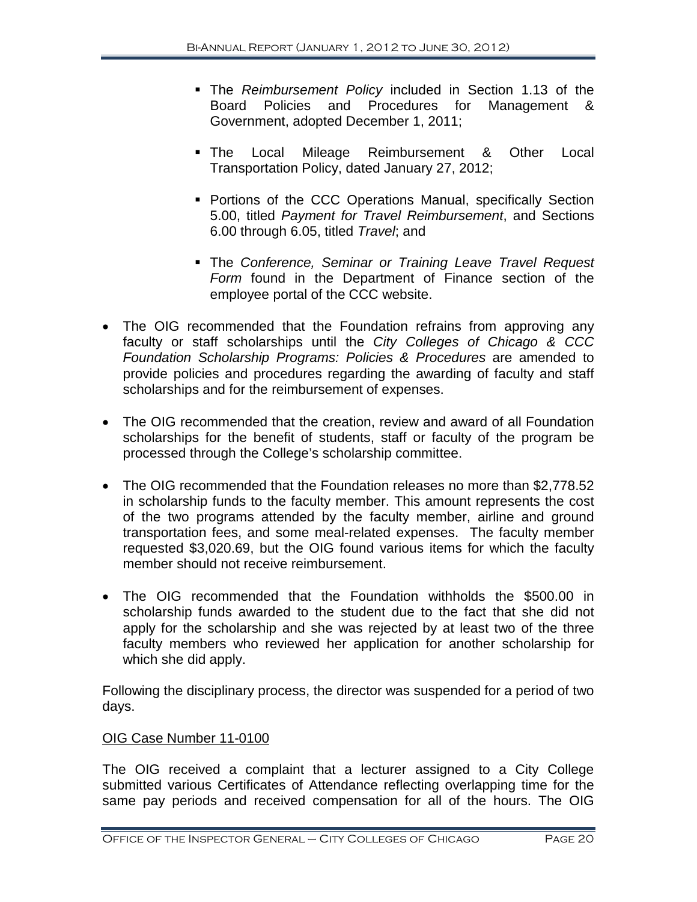- The *Reimbursement Policy* included in Section 1.13 of the Board Policies and Procedures for Management & Government, adopted December 1, 2011;
- The Local Mileage Reimbursement & Other Local Transportation Policy, dated January 27, 2012;
- Portions of the CCC Operations Manual, specifically Section 5.00, titled *Payment for Travel Reimbursement*, and Sections 6.00 through 6.05, titled *Travel*; and
- The *Conference, Seminar or Training Leave Travel Request Form* found in the Department of Finance section of the employee portal of the CCC website.

- The OIG recommended that the Foundation refrains from approving any faculty or staff scholarships until the *City Colleges of Chicago & CCC Foundation Scholarship Programs: Policies & Procedures* are amended to provide policies and procedures regarding the awarding of faculty and staff scholarships and for the reimbursement of expenses.
- The OIG recommended that the creation, review and award of all Foundation scholarships for the benefit of students, staff or faculty of the program be processed through the College's scholarship committee.
- The OIG recommended that the Foundation releases no more than $2,778.52 in scholarship funds to the faculty member. This amount represents the cost of the two programs attended by the faculty member, airline and ground transportation fees, and some meal-related expenses. The faculty member requested $3,020.69, but the OIG found various items for which the faculty member should not receive reimbursement.
- The OIG recommended that the Foundation withholds the $500.00 in scholarship funds awarded to the student due to the fact that she did not apply for the scholarship and she was rejected by at least two of the three faculty members who reviewed her application for another scholarship for which she did apply.

Following the disciplinary process, the director was suspended for a period of two days.

OIG Case Number 11-0100

The OIG received a complaint that a lecturer assigned to a City College submitted various Certificates of Attendance reflecting overlapping time for the same pay periods and received compensation for all of the hours. The OIG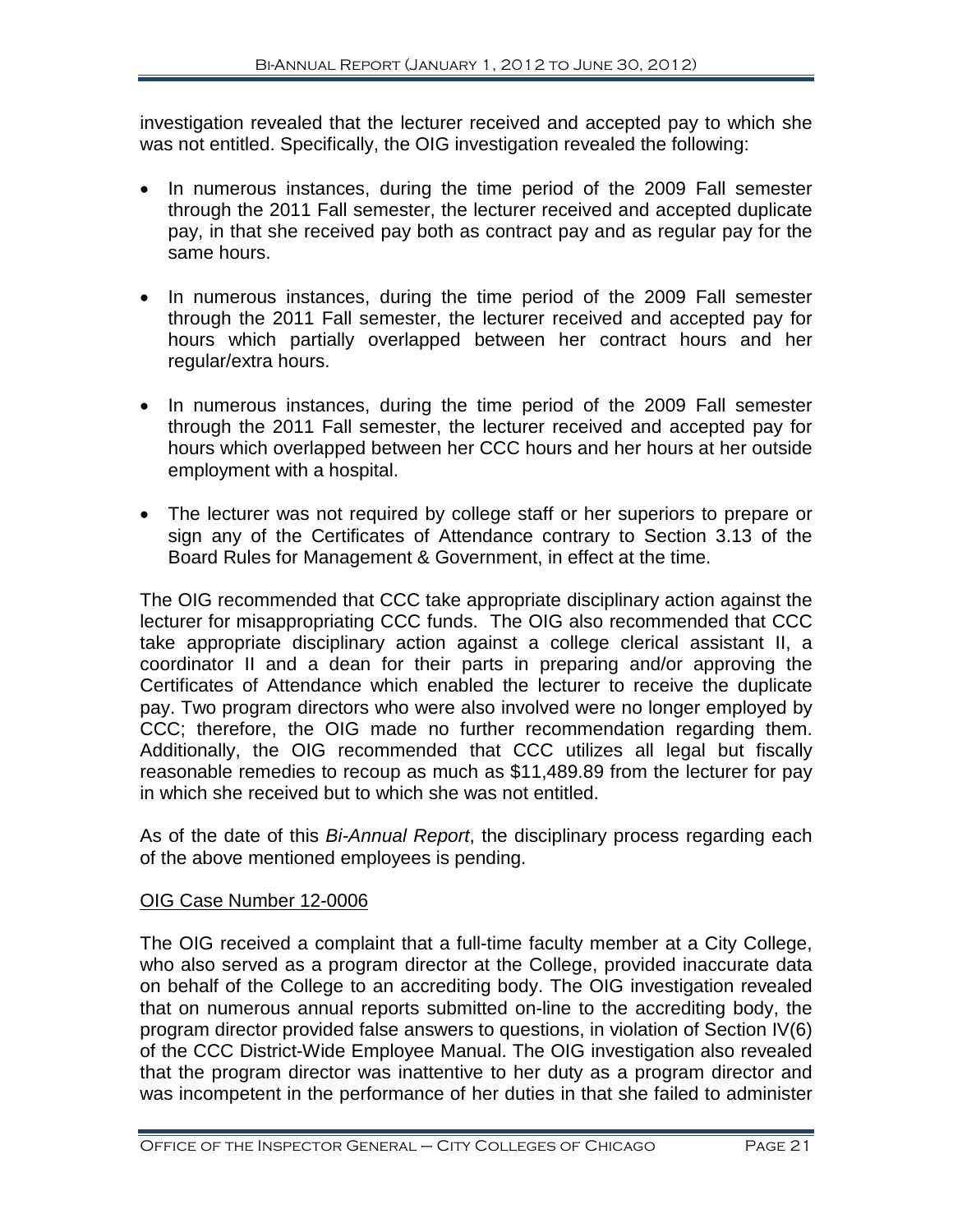investigation revealed that the lecturer received and accepted pay to which she was not entitled. Specifically, the OIG investigation revealed the following:

- In numerous instances, during the time period of the 2009 Fall semester through the 2011 Fall semester, the lecturer received and accepted duplicate pay, in that she received pay both as contract pay and as regular pay for the same hours.
- In numerous instances, during the time period of the 2009 Fall semester through the 2011 Fall semester, the lecturer received and accepted pay for hours which partially overlapped between her contract hours and her regular/extra hours.
- In numerous instances, during the time period of the 2009 Fall semester through the 2011 Fall semester, the lecturer received and accepted pay for hours which overlapped between her CCC hours and her hours at her outside employment with a hospital.
- The lecturer was not required by college staff or her superiors to prepare or sign any of the Certificates of Attendance contrary to Section 3.13 of the Board Rules for Management & Government, in effect at the time.

The OIG recommended that CCC take appropriate disciplinary action against the lecturer for misappropriating CCC funds. The OIG also recommended that CCC take appropriate disciplinary action against a college clerical assistant II, a coordinator II and a dean for their parts in preparing and/or approving the Certificates of Attendance which enabled the lecturer to receive the duplicate pay. Two program directors who were also involved were no longer employed by CCC; therefore, the OIG made no further recommendation regarding them. Additionally, the OIG recommended that CCC utilizes all legal but fiscally reasonable remedies to recoup as much as $11,489.89 from the lecturer for pay in which she received but to which she was not entitled.

As of the date of this *Bi-Annual Report*, the disciplinary process regarding each of the above mentioned employees is pending.

OIG Case Number 12-0006

The OIG received a complaint that a full-time faculty member at a City College, who also served as a program director at the College, provided inaccurate data on behalf of the College to an accrediting body. The OIG investigation revealed that on numerous annual reports submitted on-line to the accrediting body, the program director provided false answers to questions, in violation of Section IV(6) of the CCC District-Wide Employee Manual. The OIG investigation also revealed that the program director was inattentive to her duty as a program director and was incompetent in the performance of her duties in that she failed to administer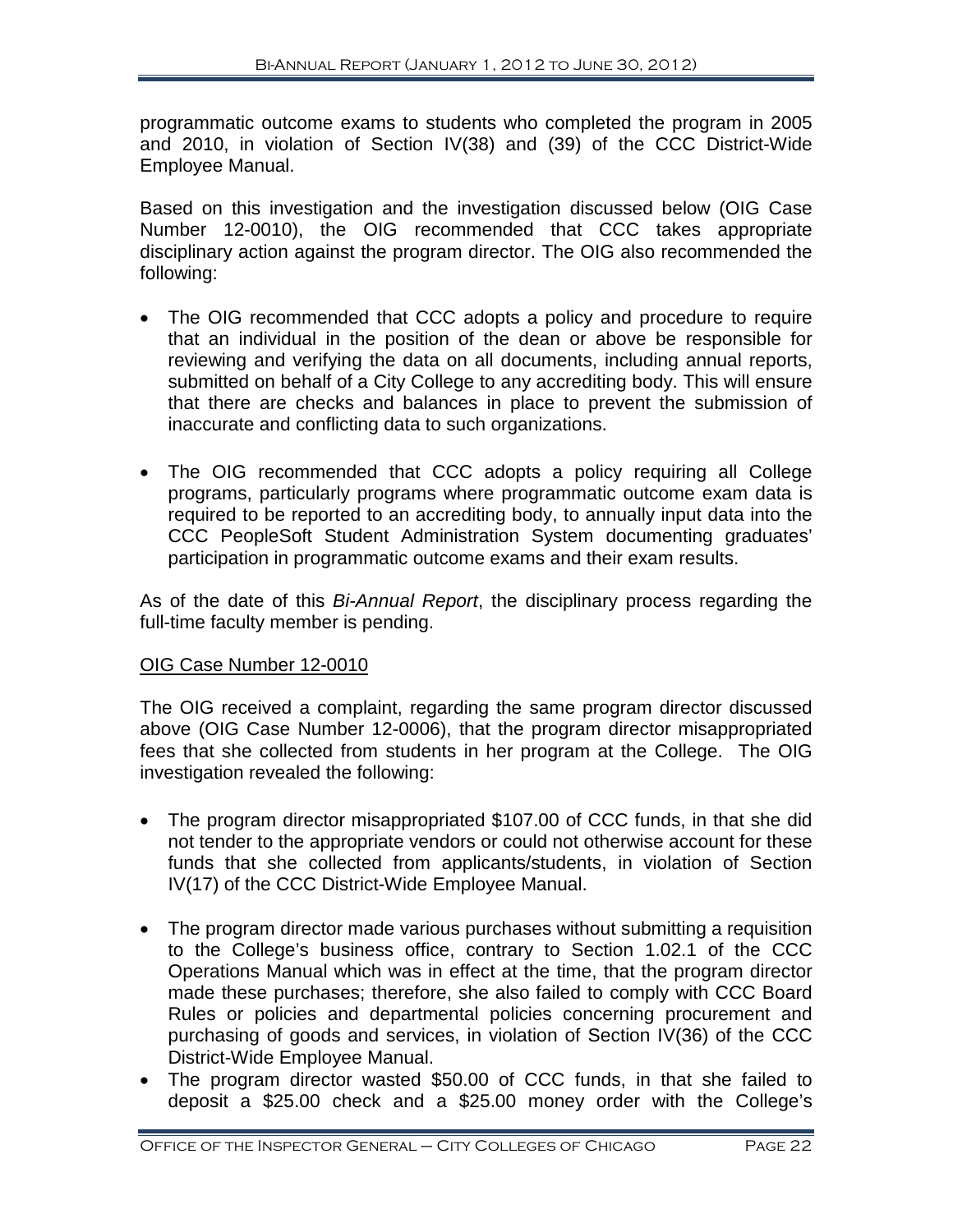programmatic outcome exams to students who completed the program in 2005 and 2010, in violation of Section IV(38) and (39) of the CCC District-Wide Employee Manual.

Based on this investigation and the investigation discussed below (OIG Case Number 12-0010), the OIG recommended that CCC takes appropriate disciplinary action against the program director. The OIG also recommended the following:

- The OIG recommended that CCC adopts a policy and procedure to require that an individual in the position of the dean or above be responsible for reviewing and verifying the data on all documents, including annual reports, submitted on behalf of a City College to any accrediting body. This will ensure that there are checks and balances in place to prevent the submission of inaccurate and conflicting data to such organizations.

- The OIG recommended that CCC adopts a policy requiring all College programs, particularly programs where programmatic outcome exam data is required to be reported to an accrediting body, to annually input data into the CCC PeopleSoft Student Administration System documenting graduates' participation in programmatic outcome exams and their exam results.

As of the date of this *Bi-Annual Report*, the disciplinary process regarding the full-time faculty member is pending.

OIG Case Number 12-0010

The OIG received a complaint, regarding the same program director discussed above (OIG Case Number 12-0006), that the program director misappropriated fees that she collected from students in her program at the College. The OIG investigation revealed the following:

- The program director misappropriated \$107.00 of CCC funds, in that she did not tender to the appropriate vendors or could not otherwise account for these funds that she collected from applicants/students, in violation of Section IV(17) of the CCC District-Wide Employee Manual.

- The program director made various purchases without submitting a requisition to the College's business office, contrary to Section 1.02.1 of the CCC Operations Manual which was in effect at the time, that the program director made these purchases; therefore, she also failed to comply with CCC Board Rules or policies and departmental policies concerning procurement and purchasing of goods and services, in violation of Section IV(36) of the CCC District-Wide Employee Manual.
- The program director wasted \$50.00 of CCC funds, in that she failed to deposit a \$25.00 check and a \$25.00 money order with the College's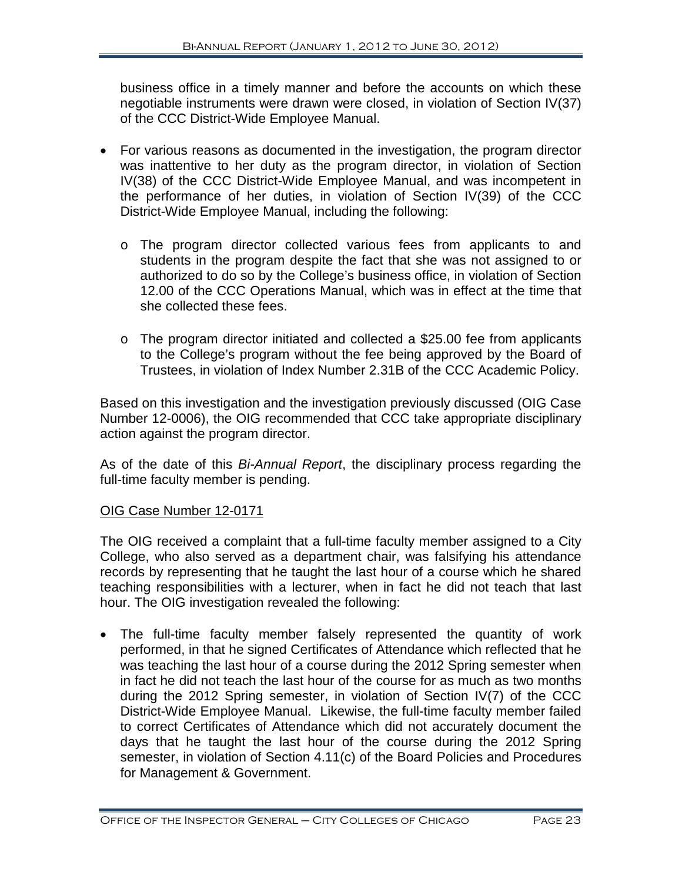business office in a timely manner and before the accounts on which these negotiable instruments were drawn were closed, in violation of Section IV(37) of the CCC District-Wide Employee Manual.

- For various reasons as documented in the investigation, the program director was inattentive to her duty as the program director, in violation of Section IV(38) of the CCC District-Wide Employee Manual, and was incompetent in the performance of her duties, in violation of Section IV(39) of the CCC District-Wide Employee Manual, including the following:
  - The program director collected various fees from applicants to and students in the program despite the fact that she was not assigned to or authorized to do so by the College's business office, in violation of Section 12.00 of the CCC Operations Manual, which was in effect at the time that she collected these fees.
  - The program director initiated and collected a $25.00 fee from applicants to the College's program without the fee being approved by the Board of Trustees, in violation of Index Number 2.31B of the CCC Academic Policy.

Based on this investigation and the investigation previously discussed (OIG Case Number 12-0006), the OIG recommended that CCC take appropriate disciplinary action against the program director.

As of the date of this *Bi-Annual Report*, the disciplinary process regarding the full-time faculty member is pending.

<u>OIG Case Number 12-0171</u>

The OIG received a complaint that a full-time faculty member assigned to a City College, who also served as a department chair, was falsifying his attendance records by representing that he taught the last hour of a course which he shared teaching responsibilities with a lecturer, when in fact he did not teach that last hour. The OIG investigation revealed the following:

- The full-time faculty member falsely represented the quantity of work performed, in that he signed Certificates of Attendance which reflected that he was teaching the last hour of a course during the 2012 Spring semester when in fact he did not teach the last hour of the course for as much as two months during the 2012 Spring semester, in violation of Section IV(7) of the CCC District-Wide Employee Manual. Likewise, the full-time faculty member failed to correct Certificates of Attendance which did not accurately document the days that he taught the last hour of the course during the 2012 Spring semester, in violation of Section 4.11(c) of the Board Policies and Procedures for Management & Government.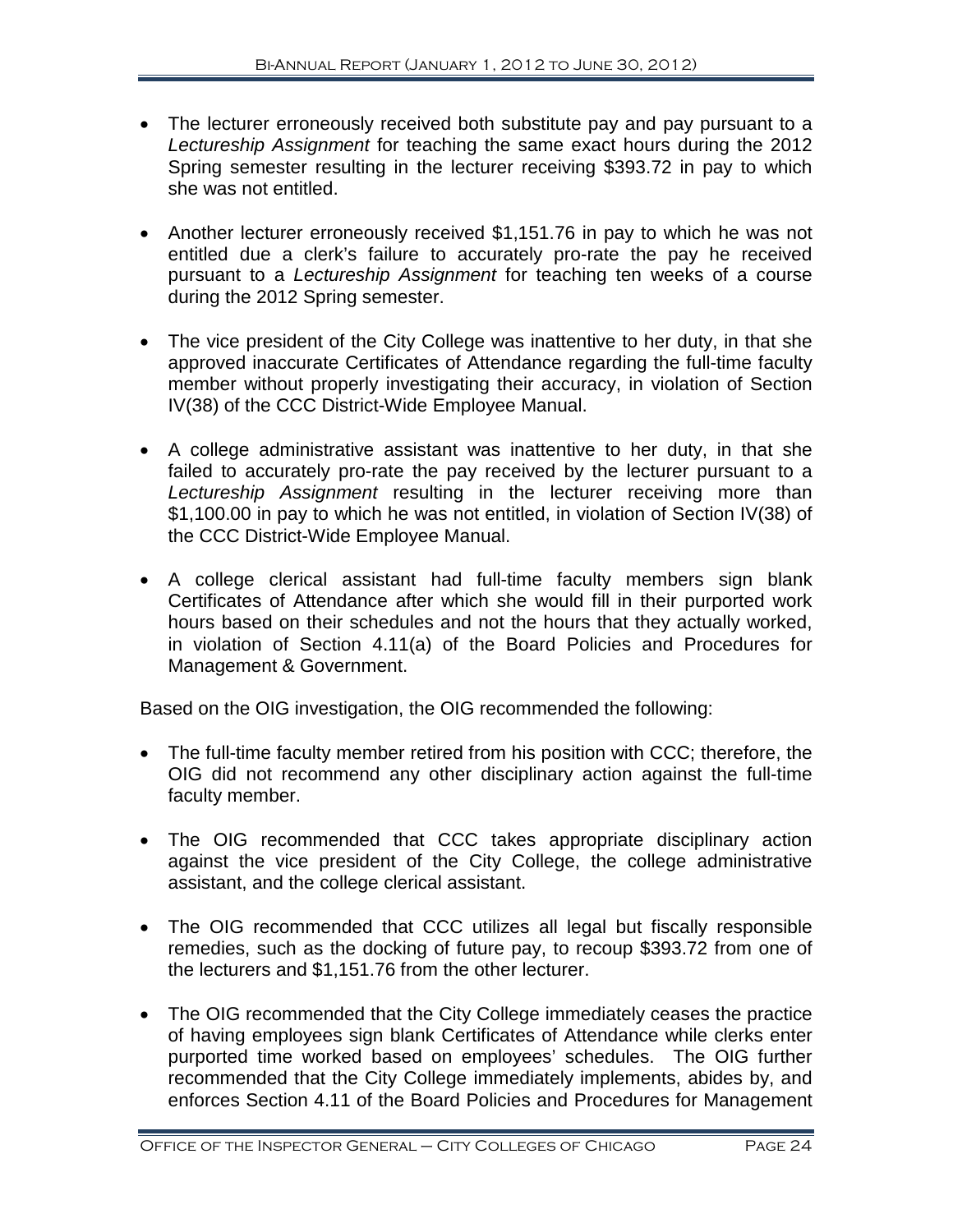- The lecturer erroneously received both substitute pay and pay pursuant to a *Lectureship Assignment* for teaching the same exact hours during the 2012 Spring semester resulting in the lecturer receiving $393.72 in pay to which she was not entitled.

- Another lecturer erroneously received $1,151.76 in pay to which he was not entitled due a clerk's failure to accurately pro-rate the pay he received pursuant to a *Lectureship Assignment* for teaching ten weeks of a course during the 2012 Spring semester.

- The vice president of the City College was inattentive to her duty, in that she approved inaccurate Certificates of Attendance regarding the full-time faculty member without properly investigating their accuracy, in violation of Section IV(38) of the CCC District-Wide Employee Manual.

- A college administrative assistant was inattentive to her duty, in that she failed to accurately pro-rate the pay received by the lecturer pursuant to a *Lectureship Assignment* resulting in the lecturer receiving more than $1,100.00 in pay to which he was not entitled, in violation of Section IV(38) of the CCC District-Wide Employee Manual.

- A college clerical assistant had full-time faculty members sign blank Certificates of Attendance after which she would fill in their purported work hours based on their schedules and not the hours that they actually worked, in violation of Section 4.11(a) of the Board Policies and Procedures for Management & Government.

Based on the OIG investigation, the OIG recommended the following:

- The full-time faculty member retired from his position with CCC; therefore, the OIG did not recommend any other disciplinary action against the full-time faculty member.

- The OIG recommended that CCC takes appropriate disciplinary action against the vice president of the City College, the college administrative assistant, and the college clerical assistant.

- The OIG recommended that CCC utilizes all legal but fiscally responsible remedies, such as the docking of future pay, to recoup $393.72 from one of the lecturers and $1,151.76 from the other lecturer.

- The OIG recommended that the City College immediately ceases the practice of having employees sign blank Certificates of Attendance while clerks enter purported time worked based on employees' schedules. The OIG further recommended that the City College immediately implements, abides by, and enforces Section 4.11 of the Board Policies and Procedures for Management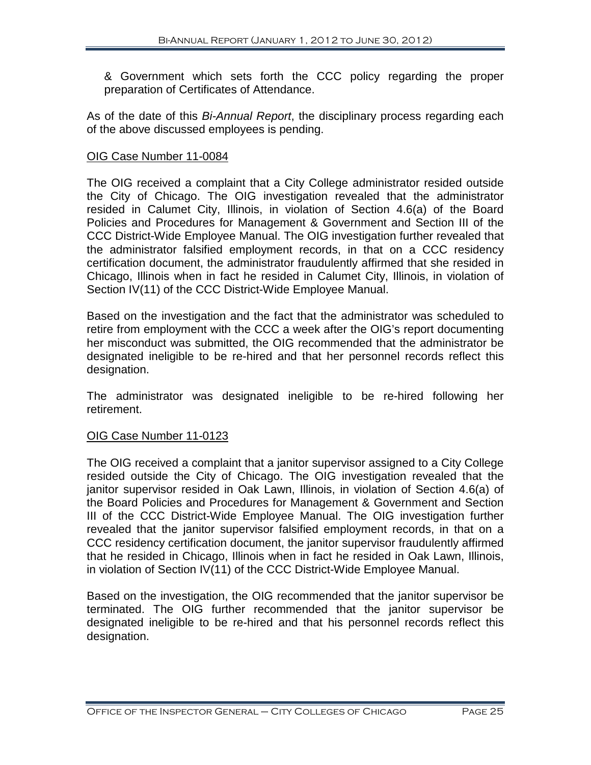& Government which sets forth the CCC policy regarding the proper preparation of Certificates of Attendance.

As of the date of this *Bi-Annual Report*, the disciplinary process regarding each of the above discussed employees is pending.

OIG Case Number 11-0084

The OIG received a complaint that a City College administrator resided outside the City of Chicago. The OIG investigation revealed that the administrator resided in Calumet City, Illinois, in violation of Section 4.6(a) of the Board Policies and Procedures for Management & Government and Section III of the CCC District-Wide Employee Manual. The OIG investigation further revealed that the administrator falsified employment records, in that on a CCC residency certification document, the administrator fraudulently affirmed that she resided in Chicago, Illinois when in fact he resided in Calumet City, Illinois, in violation of Section IV(11) of the CCC District-Wide Employee Manual.

Based on the investigation and the fact that the administrator was scheduled to retire from employment with the CCC a week after the OIG's report documenting her misconduct was submitted, the OIG recommended that the administrator be designated ineligible to be re-hired and that her personnel records reflect this designation.

The administrator was designated ineligible to be re-hired following her retirement.

OIG Case Number 11-0123

The OIG received a complaint that a janitor supervisor assigned to a City College resided outside the City of Chicago. The OIG investigation revealed that the janitor supervisor resided in Oak Lawn, Illinois, in violation of Section 4.6(a) of the Board Policies and Procedures for Management & Government and Section III of the CCC District-Wide Employee Manual. The OIG investigation further revealed that the janitor supervisor falsified employment records, in that on a CCC residency certification document, the janitor supervisor fraudulently affirmed that he resided in Chicago, Illinois when in fact he resided in Oak Lawn, Illinois, in violation of Section IV(11) of the CCC District-Wide Employee Manual.

Based on the investigation, the OIG recommended that the janitor supervisor be terminated. The OIG further recommended that the janitor supervisor be designated ineligible to be re-hired and that his personnel records reflect this designation.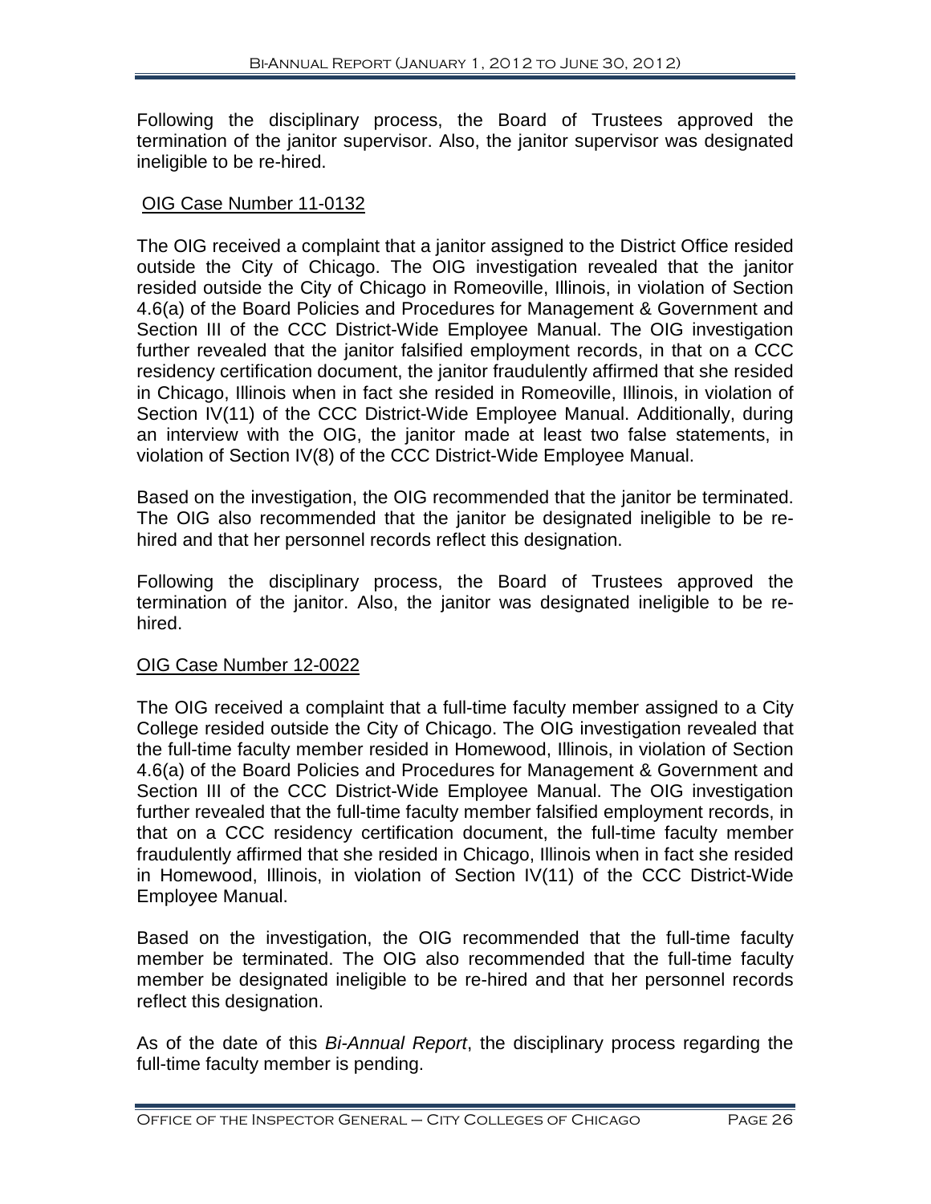Following the disciplinary process, the Board of Trustees approved the termination of the janitor supervisor. Also, the janitor supervisor was designated ineligible to be re-hired.

OIG Case Number 11-0132

The OIG received a complaint that a janitor assigned to the District Office resided outside the City of Chicago. The OIG investigation revealed that the janitor resided outside the City of Chicago in Romeoville, Illinois, in violation of Section 4.6(a) of the Board Policies and Procedures for Management & Government and Section III of the CCC District-Wide Employee Manual. The OIG investigation further revealed that the janitor falsified employment records, in that on a CCC residency certification document, the janitor fraudulently affirmed that she resided in Chicago, Illinois when in fact she resided in Romeoville, Illinois, in violation of Section IV(11) of the CCC District-Wide Employee Manual. Additionally, during an interview with the OIG, the janitor made at least two false statements, in violation of Section IV(8) of the CCC District-Wide Employee Manual.

Based on the investigation, the OIG recommended that the janitor be terminated. The OIG also recommended that the janitor be designated ineligible to be re-hired and that her personnel records reflect this designation.

Following the disciplinary process, the Board of Trustees approved the termination of the janitor. Also, the janitor was designated ineligible to be re-hired.

OIG Case Number 12-0022

The OIG received a complaint that a full-time faculty member assigned to a City College resided outside the City of Chicago. The OIG investigation revealed that the full-time faculty member resided in Homewood, Illinois, in violation of Section 4.6(a) of the Board Policies and Procedures for Management & Government and Section III of the CCC District-Wide Employee Manual. The OIG investigation further revealed that the full-time faculty member falsified employment records, in that on a CCC residency certification document, the full-time faculty member fraudulently affirmed that she resided in Chicago, Illinois when in fact she resided in Homewood, Illinois, in violation of Section IV(11) of the CCC District-Wide Employee Manual.

Based on the investigation, the OIG recommended that the full-time faculty member be terminated. The OIG also recommended that the full-time faculty member be designated ineligible to be re-hired and that her personnel records reflect this designation.

As of the date of this *Bi-Annual Report*, the disciplinary process regarding the full-time faculty member is pending.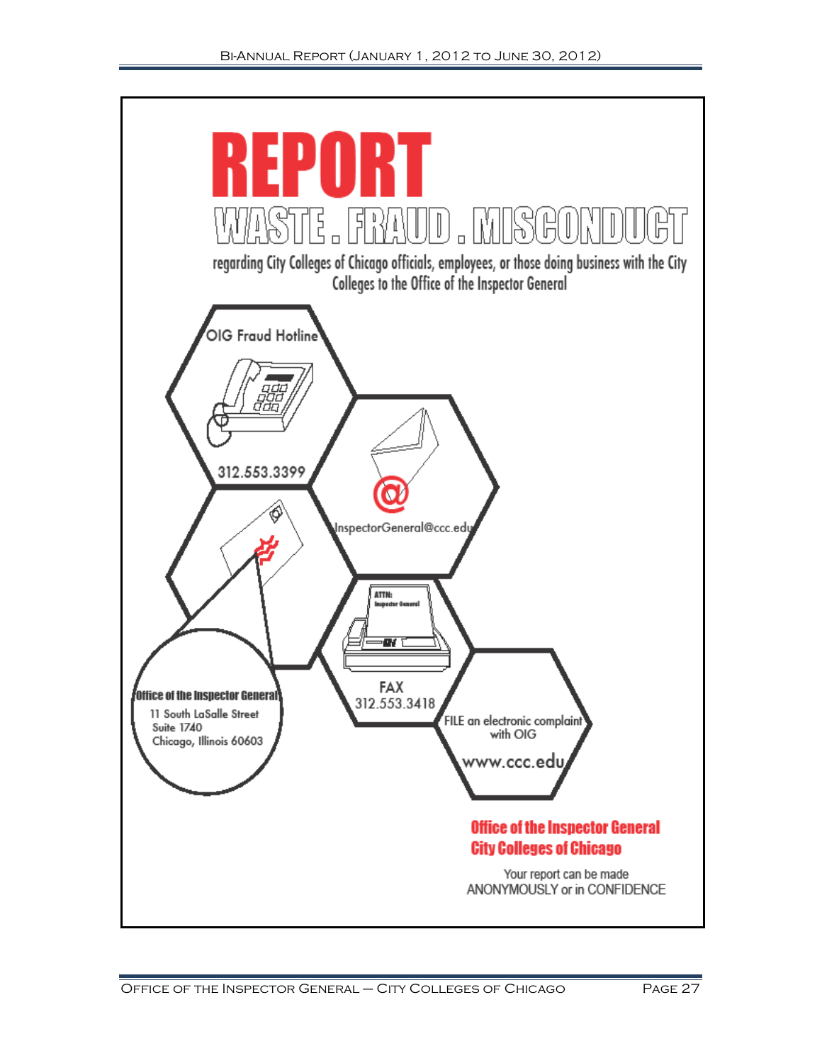# REPORT

## WASTE . FRAUD . MISCONDUCT

regarding City Colleges of Chicago officials, employees, or those doing business with the City Colleges to the Office of the Inspector General

OIG Fraud Hotline

312.553.3399

InspectorGeneral@ccc.edu

Office of the Inspector General
11 South LaSalle Street
Suite 1740
Chicago, Illinois 60603

FAX
312.553.3418

FILE an electronic complaint with OIG

www.ccc.edu

**Office of the Inspector General**
**City Colleges of Chicago**

Your report can be made ANONYMOUSLY or in CONFIDENCE